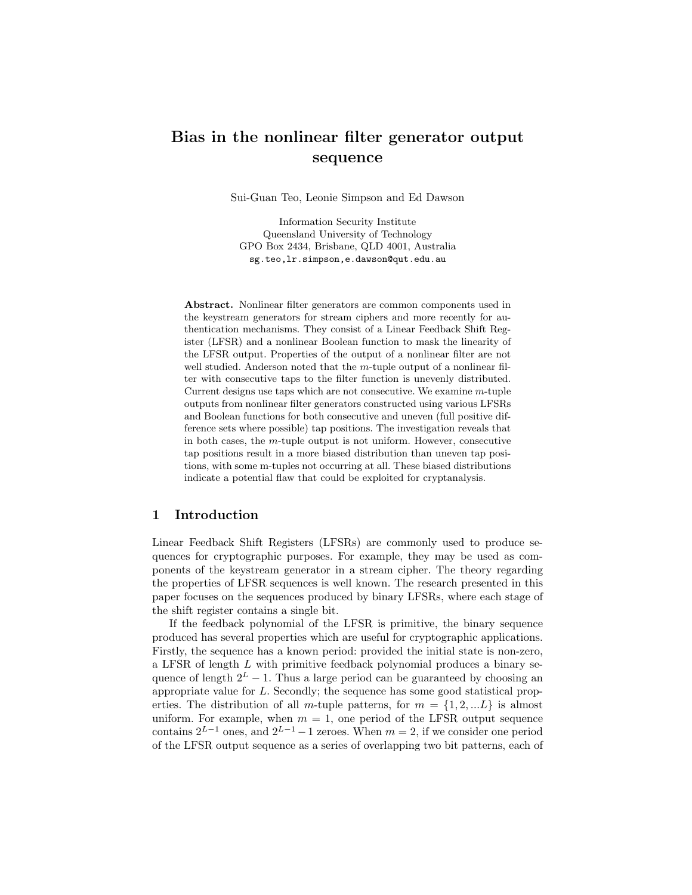# Bias in the nonlinear filter generator output sequence

Sui-Guan Teo, Leonie Simpson and Ed Dawson

Information Security Institute
Queensland University of Technology
GPO Box 2434, Brisbane, QLD 4001, Australia
sg.teo,lr.simpson,e.dawson@qut.edu.au

**Abstract.** Nonlinear filter generators are common components used in the keystream generators for stream ciphers and more recently for authentication mechanisms. They consist of a Linear Feedback Shift Register (LFSR) and a nonlinear Boolean function to mask the linearity of the LFSR output. Properties of the output of a nonlinear filter are not well studied. Anderson noted that the $m$-tuple output of a nonlinear filter with consecutive taps to the filter function is unevenly distributed. Current designs use taps which are not consecutive. We examine $m$-tuple outputs from nonlinear filter generators constructed using various LFSRs and Boolean functions for both consecutive and uneven (full positive difference sets where possible) tap positions. The investigation reveals that in both cases, the $m$-tuple output is not uniform. However, consecutive tap positions result in a more biased distribution than uneven tap positions, with some m-tuples not occurring at all. These biased distributions indicate a potential flaw that could be exploited for cryptanalysis.

## 1 Introduction

Linear Feedback Shift Registers (LFSRs) are commonly used to produce sequences for cryptographic purposes. For example, they may be used as components of the keystream generator in a stream cipher. The theory regarding the properties of LFSR sequences is well known. The research presented in this paper focuses on the sequences produced by binary LFSRs, where each stage of the shift register contains a single bit.

If the feedback polynomial of the LFSR is primitive, the binary sequence produced has several properties which are useful for cryptographic applications. Firstly, the sequence has a known period: provided the initial state is non-zero, a LFSR of length $L$ with primitive feedback polynomial produces a binary sequence of length $2^L - 1$. Thus a large period can be guaranteed by choosing an appropriate value for $L$. Secondly; the sequence has some good statistical properties. The distribution of all $m$-tuple patterns, for $m = \{1, 2, ...L\}$ is almost uniform. For example, when $m = 1$, one period of the LFSR output sequence contains $2^{L-1}$ ones, and $2^{L-1} - 1$ zeroes. When $m = 2$, if we consider one period of the LFSR output sequence as a series of overlapping two bit patterns, each of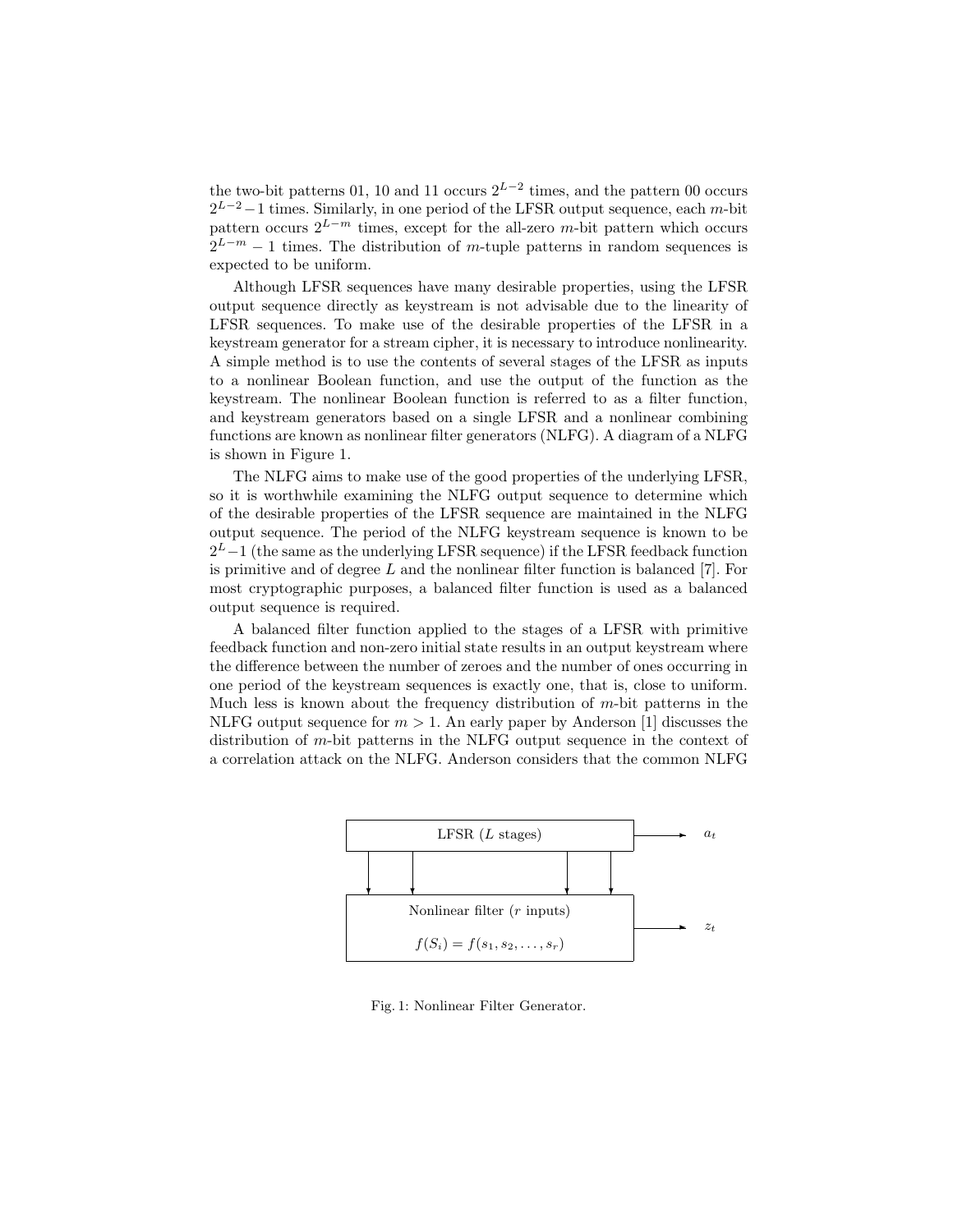the two-bit patterns 01, 10 and 11 occurs $2^{L-2}$ times, and the pattern 00 occurs $2^{L-2}-1$ times. Similarly, in one period of the LFSR output sequence, each $m$-bit pattern occurs $2^{L-m}$ times, except for the all-zero $m$-bit pattern which occurs $2^{L-m}-1$ times. The distribution of $m$-tuple patterns in random sequences is expected to be uniform.

Although LFSR sequences have many desirable properties, using the LFSR output sequence directly as keystream is not advisable due to the linearity of LFSR sequences. To make use of the desirable properties of the LFSR in a keystream generator for a stream cipher, it is necessary to introduce nonlinearity. A simple method is to use the contents of several stages of the LFSR as inputs to a nonlinear Boolean function, and use the output of the function as the keystream. The nonlinear Boolean function is referred to as a filter function, and keystream generators based on a single LFSR and a nonlinear combining functions are known as nonlinear filter generators (NLFG). A diagram of a NLFG is shown in Figure 1.

The NLFG aims to make use of the good properties of the underlying LFSR, so it is worthwhile examining the NLFG output sequence to determine which of the desirable properties of the LFSR sequence are maintained in the NLFG output sequence. The period of the NLFG keystream sequence is known to be $2^L-1$ (the same as the underlying LFSR sequence) if the LFSR feedback function is primitive and of degree $L$ and the nonlinear filter function is balanced [7]. For most cryptographic purposes, a balanced filter function is used as a balanced output sequence is required.

A balanced filter function applied to the stages of a LFSR with primitive feedback function and non-zero initial state results in an output keystream where the difference between the number of zeroes and the number of ones occurring in one period of the keystream sequences is exactly one, that is, close to uniform. Much less is known about the frequency distribution of $m$-bit patterns in the NLFG output sequence for $m > 1$. An early paper by Anderson [1] discusses the distribution of $m$-bit patterns in the NLFG output sequence in the context of a correlation attack on the NLFG. Anderson considers that the common NLFG

Fig. 1: Nonlinear Filter Generator.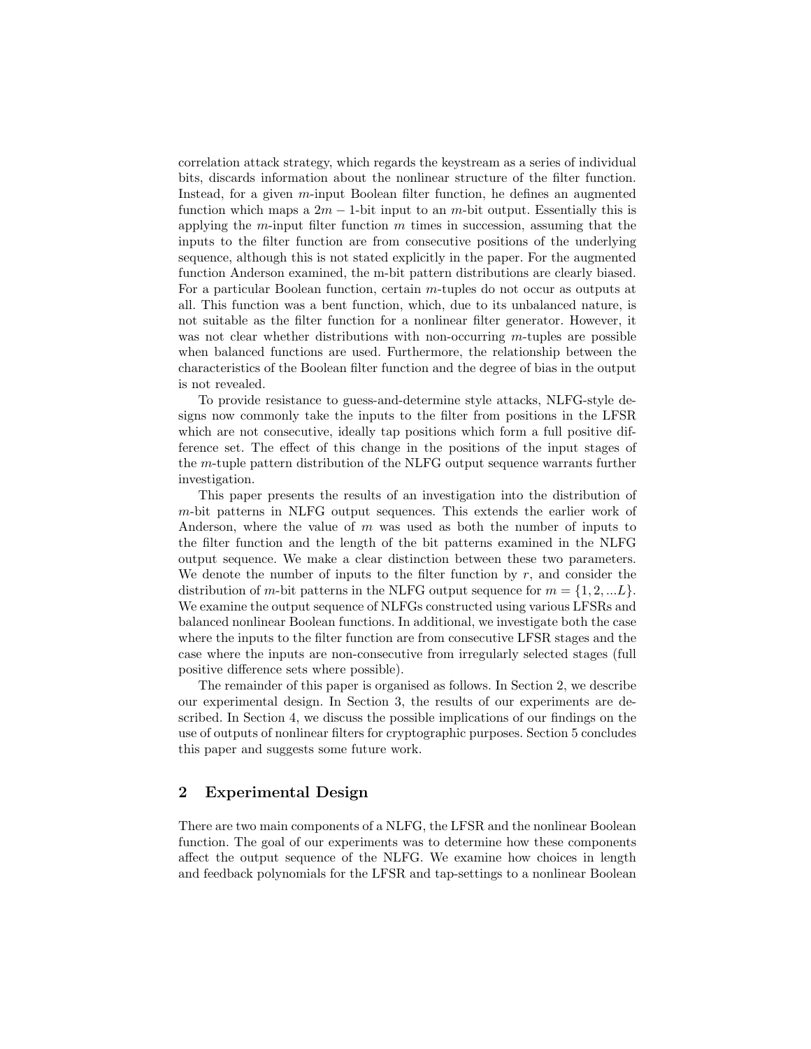correlation attack strategy, which regards the keystream as a series of individual bits, discards information about the nonlinear structure of the filter function. Instead, for a given $m$-input Boolean filter function, he defines an augmented function which maps a $2m-1$-bit input to an $m$-bit output. Essentially this is applying the $m$-input filter function $m$ times in succession, assuming that the inputs to the filter function are from consecutive positions of the underlying sequence, although this is not stated explicitly in the paper. For the augmented function Anderson examined, the m-bit pattern distributions are clearly biased. For a particular Boolean function, certain $m$-tuples do not occur as outputs at all. This function was a bent function, which, due to its unbalanced nature, is not suitable as the filter function for a nonlinear filter generator. However, it was not clear whether distributions with non-occurring $m$-tuples are possible when balanced functions are used. Furthermore, the relationship between the characteristics of the Boolean filter function and the degree of bias in the output is not revealed.

To provide resistance to guess-and-determine style attacks, NLFG-style designs now commonly take the inputs to the filter from positions in the LFSR which are not consecutive, ideally tap positions which form a full positive difference set. The effect of this change in the positions of the input stages of the $m$-tuple pattern distribution of the NLFG output sequence warrants further investigation.

This paper presents the results of an investigation into the distribution of $m$-bit patterns in NLFG output sequences. This extends the earlier work of Anderson, where the value of $m$ was used as both the number of inputs to the filter function and the length of the bit patterns examined in the NLFG output sequence. We make a clear distinction between these two parameters. We denote the number of inputs to the filter function by $r$, and consider the distribution of $m$-bit patterns in the NLFG output sequence for $m = \{1, 2, ...L\}$. We examine the output sequence of NLFGs constructed using various LFSRs and balanced nonlinear Boolean functions. In additional, we investigate both the case where the inputs to the filter function are from consecutive LFSR stages and the case where the inputs are non-consecutive from irregularly selected stages (full positive difference sets where possible).

The remainder of this paper is organised as follows. In Section 2, we describe our experimental design. In Section 3, the results of our experiments are described. In Section 4, we discuss the possible implications of our findings on the use of outputs of nonlinear filters for cryptographic purposes. Section 5 concludes this paper and suggests some future work.

## 2 Experimental Design

There are two main components of a NLFG, the LFSR and the nonlinear Boolean function. The goal of our experiments was to determine how these components affect the output sequence of the NLFG. We examine how choices in length and feedback polynomials for the LFSR and tap-settings to a nonlinear Boolean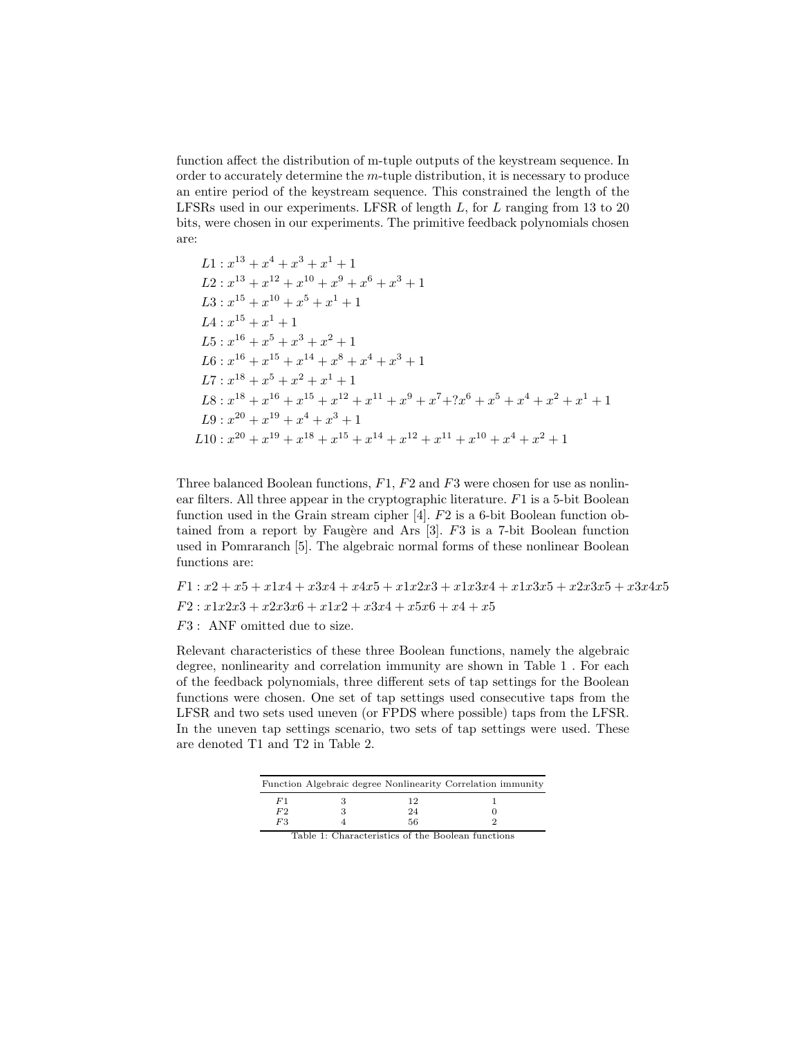function affect the distribution of m-tuple outputs of the keystream sequence. In order to accurately determine the $m$-tuple distribution, it is necessary to produce an entire period of the keystream sequence. This constrained the length of the LFSRs used in our experiments. LFSR of length $L$, for $L$ ranging from 13 to 20 bits, were chosen in our experiments. The primitive feedback polynomials chosen are:

$$L1 : x^{13} + x^4 + x^3 + x^1 + 1$$
$$L2 : x^{13} + x^{12} + x^{10} + x^9 + x^6 + x^3 + 1$$
$$L3 : x^{15} + x^{10} + x^5 + x^1 + 1$$
$$L4 : x^{15} + x^1 + 1$$
$$L5 : x^{16} + x^5 + x^3 + x^2 + 1$$
$$L6 : x^{16} + x^{15} + x^{14} + x^8 + x^4 + x^3 + 1$$
$$L7 : x^{18} + x^5 + x^2 + x^1 + 1$$
$$L8 : x^{18} + x^{16} + x^{15} + x^{12} + x^{11} + x^9 + x^7 + ?x^6 + x^5 + x^4 + x^2 + x^1 + 1$$
$$L9 : x^{20} + x^{19} + x^4 + x^3 + 1$$
$$L10 : x^{20} + x^{19} + x^{18} + x^{15} + x^{14} + x^{12} + x^{11} + x^{10} + x^4 + x^2 + 1$$

Three balanced Boolean functions, $F1$, $F2$ and $F3$ were chosen for use as nonlinear filters. All three appear in the cryptographic literature. $F1$ is a 5-bit Boolean function used in the Grain stream cipher [4]. $F2$ is a 6-bit Boolean function obtained from a report by Faugère and Ars [3]. $F3$ is a 7-bit Boolean function used in Pomraranch [5]. The algebraic normal forms of these nonlinear Boolean functions are:

$$F1 : x2 + x5 + x1x4 + x3x4 + x4x5 + x1x2x3 + x1x3x4 + x1x3x5 + x2x3x5 + x3x4x5$$
$$F2 : x1x2x3 + x2x3x6 + x1x2 + x3x4 + x5x6 + x4 + x5$$
$F3$ : ANF omitted due to size.

Relevant characteristics of these three Boolean functions, namely the algebraic degree, nonlinearity and correlation immunity are shown in Table 1 . For each of the feedback polynomials, three different sets of tap settings for the Boolean functions were chosen. One set of tap settings used consecutive taps from the LFSR and two sets used uneven (or FPDS where possible) taps from the LFSR. In the uneven tap settings scenario, two sets of tap settings were used. These are denoted T1 and T2 in Table 2.

| Function | Algebraic degree | Nonlinearity | Correlation immunity |
|---|---|---|---|
| $F1$ | 3 | 12 | 1 |
| $F2$ | 3 | 24 | 0 |
| $F3$ | 4 | 56 | 2 |

Table 1: Characteristics of the Boolean functions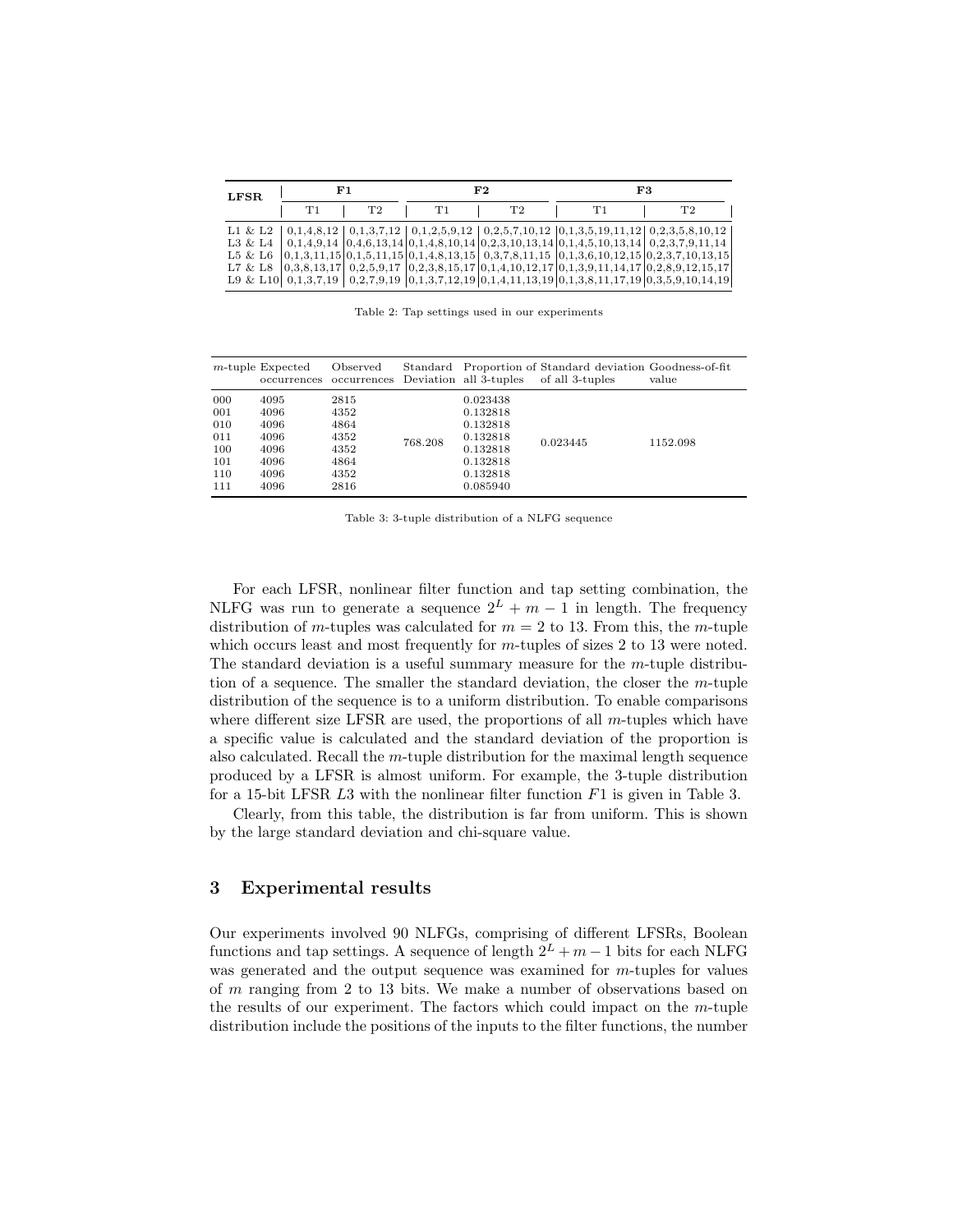| LFSR | F1 | | F2 | | F3 | |
|---|---|---|---|---|---|---|
| | T1 | T2 | T1 | T2 | T1 | T2 |
| L1 & L2 | 0,1,4,8,12 | 0,1,3,7,12 | 0,1,2,5,9,12 | 0,2,5,7,10,12 | 0,1,3,5,19,11,12 | 0,2,3,5,8,10,12 |
| L3 & L4 | 0,1,4,9,14 | 0,4,6,13,14 | 0,1,4,8,10,14 | 0,2,3,10,13,14 | 0,1,4,5,10,13,14 | 0,2,3,7,9,11,14 |
| L5 & L6 | 0,1,3,11,15 | 0,1,5,11,15 | 0,1,4,8,13,15 | 0,3,7,8,11,15 | 0,1,3,6,10,12,15 | 0,2,3,7,10,13,15 |
| L7 & L8 | 0,3,8,13,17 | 0,2,5,9,17 | 0,2,3,8,15,17 | 0,1,4,10,12,17 | 0,1,3,9,11,14,17 | 0,2,8,9,12,15,17 |
| L9 & L10 | 0,1,3,7,19 | 0,2,7,9,19 | 0,1,3,7,12,19 | 0,1,4,11,13,19 | 0,1,3,8,11,17,19 | 0,3,5,9,10,14,19 |

Table 2: Tap settings used in our experiments

| $m$-tuple | Expected occurrences | Observed occurrences | Standard Deviation | Proportion of all 3-tuples | Standard deviation of all 3-tuples | Goodness-of-fit value |
|---|---|---|---|---|---|---|
| 000 | 4095 | 2815 | | 0.023438 | | |
| 001 | 4096 | 4352 | | 0.132818 | | |
| 010 | 4096 | 4864 | | 0.132818 | | |
| 011 | 4096 | 4352 | 768.208 | 0.132818 | 0.023445 | 1152.098 |
| 100 | 4096 | 4352 | | 0.132818 | | |
| 101 | 4096 | 4864 | | 0.132818 | | |
| 110 | 4096 | 4352 | | 0.132818 | | |
| 111 | 4096 | 2816 | | 0.085940 | | |

Table 3: 3-tuple distribution of a NLFG sequence

For each LFSR, nonlinear filter function and tap setting combination, the NLFG was run to generate a sequence $2^L + m - 1$ in length. The frequency distribution of $m$-tuples was calculated for $m = 2$ to 13. From this, the $m$-tuple which occurs least and most frequently for $m$-tuples of sizes 2 to 13 were noted. The standard deviation is a useful summary measure for the $m$-tuple distribution of a sequence. The smaller the standard deviation, the closer the $m$-tuple distribution of the sequence is to a uniform distribution. To enable comparisons where different size LFSR are used, the proportions of all $m$-tuples which have a specific value is calculated and the standard deviation of the proportion is also calculated. Recall the $m$-tuple distribution for the maximal length sequence produced by a LFSR is almost uniform. For example, the 3-tuple distribution for a 15-bit LFSR $L3$ with the nonlinear filter function $F1$ is given in Table 3.

Clearly, from this table, the distribution is far from uniform. This is shown by the large standard deviation and chi-square value.

## 3 Experimental results

Our experiments involved 90 NLFGs, comprising of different LFSRs, Boolean functions and tap settings. A sequence of length $2^L + m - 1$ bits for each NLFG was generated and the output sequence was examined for $m$-tuples for values of $m$ ranging from 2 to 13 bits. We make a number of observations based on the results of our experiment. The factors which could impact on the $m$-tuple distribution include the positions of the inputs to the filter functions, the number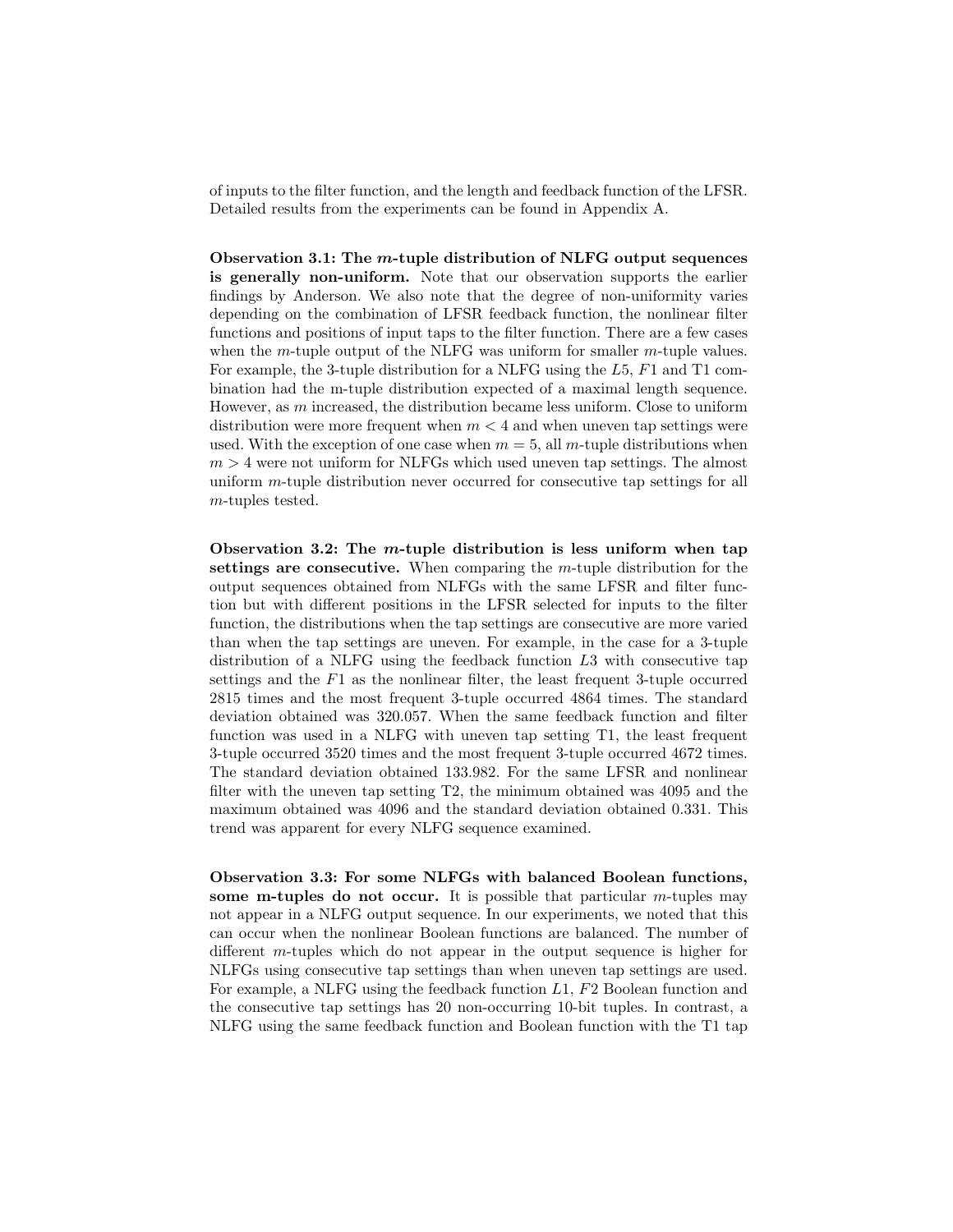of inputs to the filter function, and the length and feedback function of the LFSR. Detailed results from the experiments can be found in Appendix A.

**Observation 3.1: The $m$-tuple distribution of NLFG output sequences is generally non-uniform.** Note that our observation supports the earlier findings by Anderson. We also note that the degree of non-uniformity varies depending on the combination of LFSR feedback function, the nonlinear filter functions and positions of input taps to the filter function. There are a few cases when the $m$-tuple output of the NLFG was uniform for smaller $m$-tuple values. For example, the 3-tuple distribution for a NLFG using the $L5$, $F1$ and T1 combination had the m-tuple distribution expected of a maximal length sequence. However, as $m$ increased, the distribution became less uniform. Close to uniform distribution were more frequent when $m < 4$ and when uneven tap settings were used. With the exception of one case when $m = 5$, all $m$-tuple distributions when $m > 4$ were not uniform for NLFGs which used uneven tap settings. The almost uniform $m$-tuple distribution never occurred for consecutive tap settings for all $m$-tuples tested.

**Observation 3.2: The $m$-tuple distribution is less uniform when tap settings are consecutive.** When comparing the $m$-tuple distribution for the output sequences obtained from NLFGs with the same LFSR and filter function but with different positions in the LFSR selected for inputs to the filter function, the distributions when the tap settings are consecutive are more varied than when the tap settings are uneven. For example, in the case for a 3-tuple distribution of a NLFG using the feedback function $L3$ with consecutive tap settings and the $F1$ as the nonlinear filter, the least frequent 3-tuple occurred 2815 times and the most frequent 3-tuple occurred 4864 times. The standard deviation obtained was 320.057. When the same feedback function and filter function was used in a NLFG with uneven tap setting T1, the least frequent 3-tuple occurred 3520 times and the most frequent 3-tuple occurred 4672 times. The standard deviation obtained 133.982. For the same LFSR and nonlinear filter with the uneven tap setting T2, the minimum obtained was 4095 and the maximum obtained was 4096 and the standard deviation obtained 0.331. This trend was apparent for every NLFG sequence examined.

**Observation 3.3: For some NLFGs with balanced Boolean functions, some m-tuples do not occur.** It is possible that particular $m$-tuples may not appear in a NLFG output sequence. In our experiments, we noted that this can occur when the nonlinear Boolean functions are balanced. The number of different $m$-tuples which do not appear in the output sequence is higher for NLFGs using consecutive tap settings than when uneven tap settings are used. For example, a NLFG using the feedback function $L1$, $F2$ Boolean function and the consecutive tap settings has 20 non-occurring 10-bit tuples. In contrast, a NLFG using the same feedback function and Boolean function with the T1 tap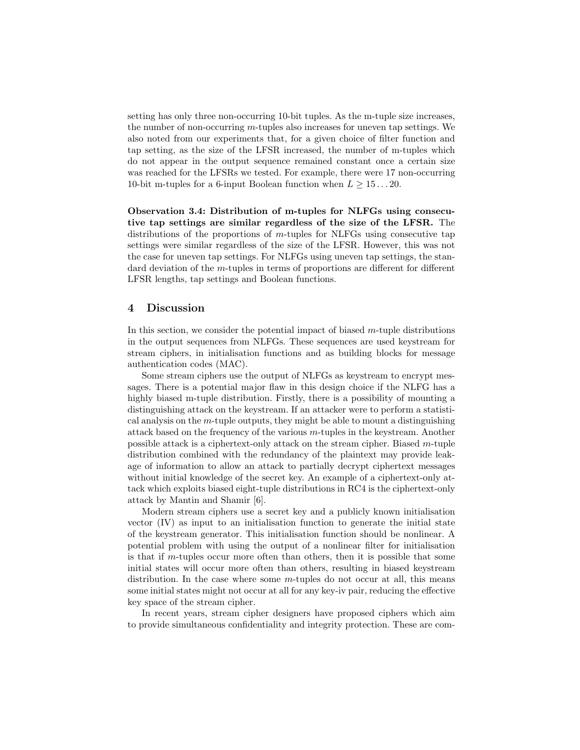setting has only three non-occurring 10-bit tuples. As the m-tuple size increases, the number of non-occurring $m$-tuples also increases for uneven tap settings. We also noted from our experiments that, for a given choice of filter function and tap setting, as the size of the LFSR increased, the number of m-tuples which do not appear in the output sequence remained constant once a certain size was reached for the LFSRs we tested. For example, there were 17 non-occurring 10-bit m-tuples for a 6-input Boolean function when $L \geq 15 \ldots 20$.

**Observation 3.4: Distribution of m-tuples for NLFGs using consecutive tap settings are similar regardless of the size of the LFSR.** The distributions of the proportions of $m$-tuples for NLFGs using consecutive tap settings were similar regardless of the size of the LFSR. However, this was not the case for uneven tap settings. For NLFGs using uneven tap settings, the standard deviation of the $m$-tuples in terms of proportions are different for different LFSR lengths, tap settings and Boolean functions.

## 4 Discussion

In this section, we consider the potential impact of biased $m$-tuple distributions in the output sequences from NLFGs. These sequences are used keystream for stream ciphers, in initialisation functions and as building blocks for message authentication codes (MAC).

Some stream ciphers use the output of NLFGs as keystream to encrypt messages. There is a potential major flaw in this design choice if the NLFG has a highly biased m-tuple distribution. Firstly, there is a possibility of mounting a distinguishing attack on the keystream. If an attacker were to perform a statistical analysis on the $m$-tuple outputs, they might be able to mount a distinguishing attack based on the frequency of the various $m$-tuples in the keystream. Another possible attack is a ciphertext-only attack on the stream cipher. Biased $m$-tuple distribution combined with the redundancy of the plaintext may provide leakage of information to allow an attack to partially decrypt ciphertext messages without initial knowledge of the secret key. An example of a ciphertext-only attack which exploits biased eight-tuple distributions in RC4 is the ciphertext-only attack by Mantin and Shamir [6].

Modern stream ciphers use a secret key and a publicly known initialisation vector (IV) as input to an initialisation function to generate the initial state of the keystream generator. This initialisation function should be nonlinear. A potential problem with using the output of a nonlinear filter for initialisation is that if $m$-tuples occur more often than others, then it is possible that some initial states will occur more often than others, resulting in biased keystream distribution. In the case where some $m$-tuples do not occur at all, this means some initial states might not occur at all for any key-iv pair, reducing the effective key space of the stream cipher.

In recent years, stream cipher designers have proposed ciphers which aim to provide simultaneous confidentiality and integrity protection. These are com-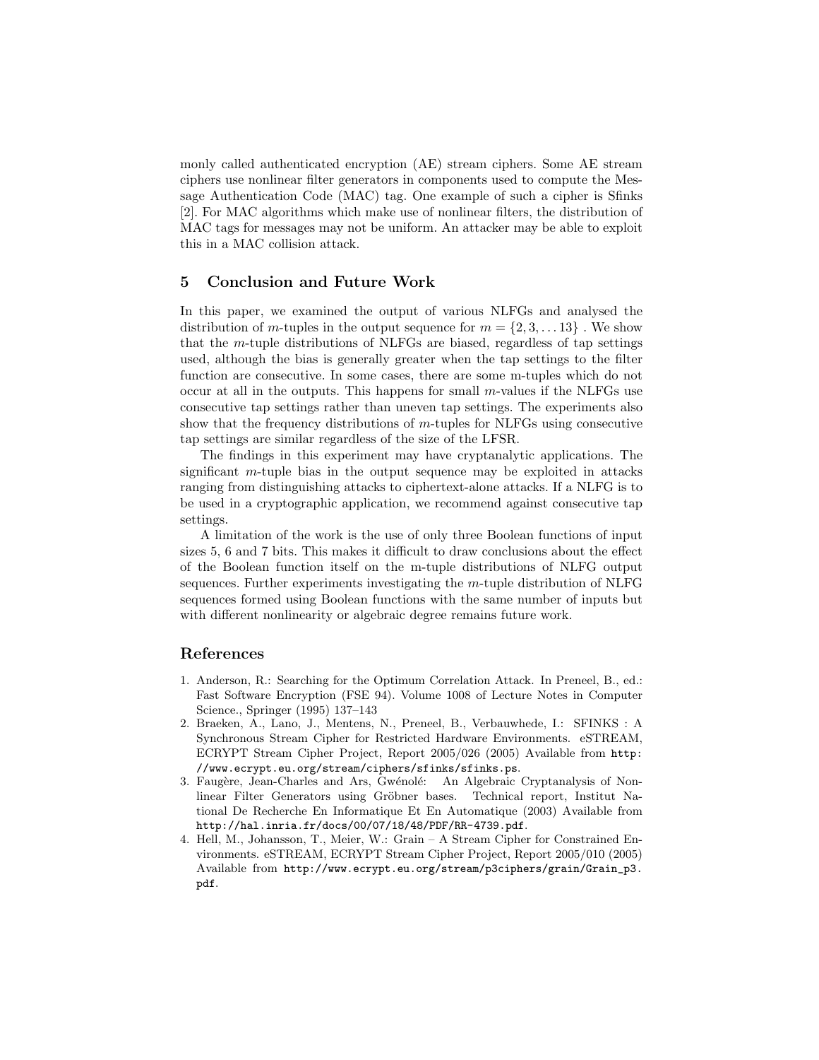monly called authenticated encryption (AE) stream ciphers. Some AE stream ciphers use nonlinear filter generators in components used to compute the Message Authentication Code (MAC) tag. One example of such a cipher is Sfinks [2]. For MAC algorithms which make use of nonlinear filters, the distribution of MAC tags for messages may not be uniform. An attacker may be able to exploit this in a MAC collision attack.

## 5 Conclusion and Future Work

In this paper, we examined the output of various NLFGs and analysed the distribution of $m$-tuples in the output sequence for $m = \{2, 3, \ldots 13\}$ . We show that the $m$-tuple distributions of NLFGs are biased, regardless of tap settings used, although the bias is generally greater when the tap settings to the filter function are consecutive. In some cases, there are some m-tuples which do not occur at all in the outputs. This happens for small $m$-values if the NLFGs use consecutive tap settings rather than uneven tap settings. The experiments also show that the frequency distributions of $m$-tuples for NLFGs using consecutive tap settings are similar regardless of the size of the LFSR.

The findings in this experiment may have cryptanalytic applications. The significant $m$-tuple bias in the output sequence may be exploited in attacks ranging from distinguishing attacks to ciphertext-alone attacks. If a NLFG is to be used in a cryptographic application, we recommend against consecutive tap settings.

A limitation of the work is the use of only three Boolean functions of input sizes 5, 6 and 7 bits. This makes it difficult to draw conclusions about the effect of the Boolean function itself on the m-tuple distributions of NLFG output sequences. Further experiments investigating the $m$-tuple distribution of NLFG sequences formed using Boolean functions with the same number of inputs but with different nonlinearity or algebraic degree remains future work.

## References

1. Anderson, R.: Searching for the Optimum Correlation Attack. In Preneel, B., ed.: Fast Software Encryption (FSE 94). Volume 1008 of Lecture Notes in Computer Science., Springer (1995) 137–143
2. Braeken, A., Lano, J., Mentens, N., Preneel, B., Verbauwhede, I.: SFINKS : A Synchronous Stream Cipher for Restricted Hardware Environments. eSTREAM, ECRYPT Stream Cipher Project, Report 2005/026 (2005) Available from `http://www.ecrypt.eu.org/stream/ciphers/sfinks/sfinks.ps`.
3. Faugère, Jean-Charles and Ars, Gwénolé: An Algebraic Cryptanalysis of Nonlinear Filter Generators using Gröbner bases. Technical report, Institut National De Recherche En Informatique Et En Automatique (2003) Available from `http://hal.inria.fr/docs/00/07/18/48/PDF/RR-4739.pdf`.
4. Hell, M., Johansson, T., Meier, W.: Grain – A Stream Cipher for Constrained Environments. eSTREAM, ECRYPT Stream Cipher Project, Report 2005/010 (2005) Available from `http://www.ecrypt.eu.org/stream/p3ciphers/grain/Grain_p3.pdf`.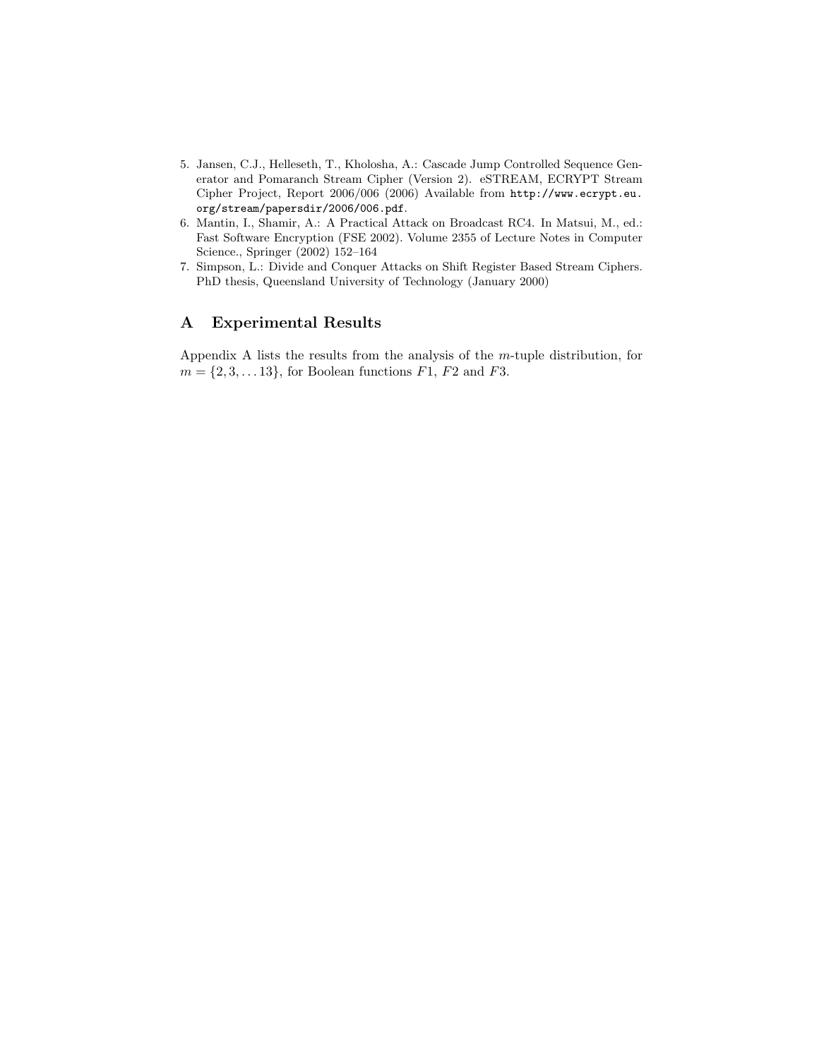5. Jansen, C.J., Helleseth, T., Kholosha, A.: Cascade Jump Controlled Sequence Generator and Pomaranch Stream Cipher (Version 2). eSTREAM, ECRYPT Stream Cipher Project, Report 2006/006 (2006) Available from `http://www.ecrypt.eu.org/stream/papersdir/2006/006.pdf`.
6. Mantin, I., Shamir, A.: A Practical Attack on Broadcast RC4. In Matsui, M., ed.: Fast Software Encryption (FSE 2002). Volume 2355 of Lecture Notes in Computer Science., Springer (2002) 152–164
7. Simpson, L.: Divide and Conquer Attacks on Shift Register Based Stream Ciphers. PhD thesis, Queensland University of Technology (January 2000)

# A Experimental Results

Appendix A lists the results from the analysis of the $m$-tuple distribution, for $m = \{2, 3, \ldots 13\}$, for Boolean functions $F1$, $F2$ and $F3$.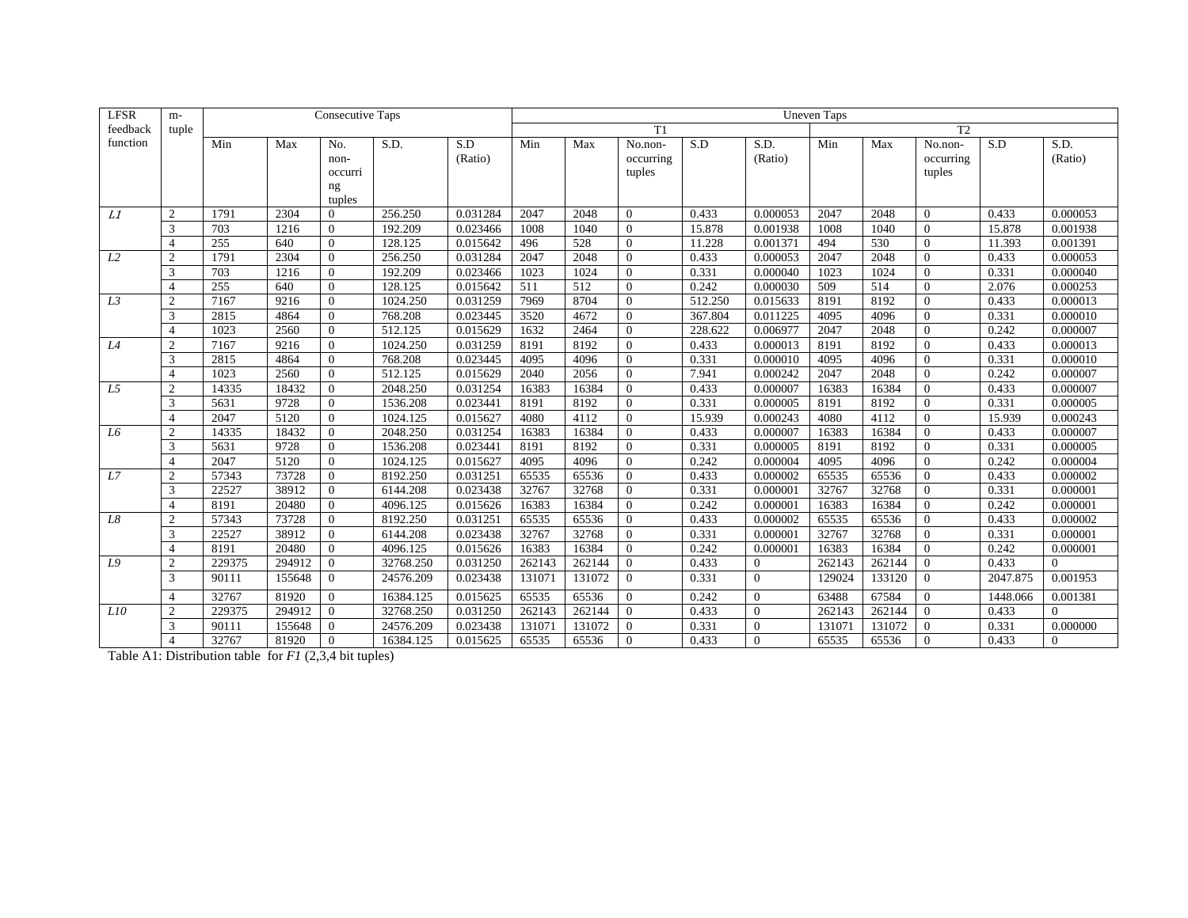| LFSR feedback function | m-tuple | Consecutive Taps | | | | | Uneven Taps | | | | | | | | | |
|---|---|---|---|---|---|---|---|---|---|---|---|---|---|---|---|---|
| | | | | | | | T1 | | | | | T2 | | | | |
| | | Min | Max | No. non-occurring tuples | S.D. | S.D (Ratio) | Min | Max | No.non-occurring tuples | S.D | S.D. (Ratio) | Min | Max | No.non-occurring tuples | S.D | S.D. (Ratio) |
| *L1* | 2 | 1791 | 2304 | 0 | 256.250 | 0.031284 | 2047 | 2048 | 0 | 0.433 | 0.000053 | 2047 | 2048 | 0 | 0.433 | 0.000053 |
| | 3 | 703 | 1216 | 0 | 192.209 | 0.023466 | 1008 | 1040 | 0 | 15.878 | 0.001938 | 1008 | 1040 | 0 | 15.878 | 0.001938 |
| | 4 | 255 | 640 | 0 | 128.125 | 0.015642 | 496 | 528 | 0 | 11.228 | 0.001371 | 494 | 530 | 0 | 11.393 | 0.001391 |
| *L2* | 2 | 1791 | 2304 | 0 | 256.250 | 0.031284 | 2047 | 2048 | 0 | 0.433 | 0.000053 | 2047 | 2048 | 0 | 0.433 | 0.000053 |
| | 3 | 703 | 1216 | 0 | 192.209 | 0.023466 | 1023 | 1024 | 0 | 0.331 | 0.000040 | 1023 | 1024 | 0 | 0.331 | 0.000040 |
| | 4 | 255 | 640 | 0 | 128.125 | 0.015642 | 511 | 512 | 0 | 0.242 | 0.000030 | 509 | 514 | 0 | 2.076 | 0.000253 |
| *L3* | 2 | 7167 | 9216 | 0 | 1024.250 | 0.031259 | 7969 | 8704 | 0 | 512.250 | 0.015633 | 8191 | 8192 | 0 | 0.433 | 0.000013 |
| | 3 | 2815 | 4864 | 0 | 768.208 | 0.023445 | 3520 | 4672 | 0 | 367.804 | 0.011225 | 4095 | 4096 | 0 | 0.331 | 0.000010 |
| | 4 | 1023 | 2560 | 0 | 512.125 | 0.015629 | 1632 | 2464 | 0 | 228.622 | 0.006977 | 2047 | 2048 | 0 | 0.242 | 0.000007 |
| *L4* | 2 | 7167 | 9216 | 0 | 1024.250 | 0.031259 | 8191 | 8192 | 0 | 0.433 | 0.000013 | 8191 | 8192 | 0 | 0.433 | 0.000013 |
| | 3 | 2815 | 4864 | 0 | 768.208 | 0.023445 | 4095 | 4096 | 0 | 0.331 | 0.000010 | 4095 | 4096 | 0 | 0.331 | 0.000010 |
| | 4 | 1023 | 2560 | 0 | 512.125 | 0.015629 | 2040 | 2056 | 0 | 7.941 | 0.000242 | 2047 | 2048 | 0 | 0.242 | 0.000007 |
| *L5* | 2 | 14335 | 18432 | 0 | 2048.250 | 0.031254 | 16383 | 16384 | 0 | 0.433 | 0.000007 | 16383 | 16384 | 0 | 0.433 | 0.000007 |
| | 3 | 5631 | 9728 | 0 | 1536.208 | 0.023441 | 8191 | 8192 | 0 | 0.331 | 0.000005 | 8191 | 8192 | 0 | 0.331 | 0.000005 |
| | 4 | 2047 | 5120 | 0 | 1024.125 | 0.015627 | 4080 | 4112 | 0 | 15.939 | 0.000243 | 4080 | 4112 | 0 | 15.939 | 0.000243 |
| *L6* | 2 | 14335 | 18432 | 0 | 2048.250 | 0.031254 | 16383 | 16384 | 0 | 0.433 | 0.000007 | 16383 | 16384 | 0 | 0.433 | 0.000007 |
| | 3 | 5631 | 9728 | 0 | 1536.208 | 0.023441 | 8191 | 8192 | 0 | 0.331 | 0.000005 | 8191 | 8192 | 0 | 0.331 | 0.000005 |
| | 4 | 2047 | 5120 | 0 | 1024.125 | 0.015627 | 4095 | 4096 | 0 | 0.242 | 0.000004 | 4095 | 4096 | 0 | 0.242 | 0.000004 |
| *L7* | 2 | 57343 | 73728 | 0 | 8192.250 | 0.031251 | 65535 | 65536 | 0 | 0.433 | 0.000002 | 65535 | 65536 | 0 | 0.433 | 0.000002 |
| | 3 | 22527 | 38912 | 0 | 6144.208 | 0.023438 | 32767 | 32768 | 0 | 0.331 | 0.000001 | 32767 | 32768 | 0 | 0.331 | 0.000001 |
| | 4 | 8191 | 20480 | 0 | 4096.125 | 0.015626 | 16383 | 16384 | 0 | 0.242 | 0.000001 | 16383 | 16384 | 0 | 0.242 | 0.000001 |
| *L8* | 2 | 57343 | 73728 | 0 | 8192.250 | 0.031251 | 65535 | 65536 | 0 | 0.433 | 0.000002 | 65535 | 65536 | 0 | 0.433 | 0.000002 |
| | 3 | 22527 | 38912 | 0 | 6144.208 | 0.023438 | 32767 | 32768 | 0 | 0.331 | 0.000001 | 32767 | 32768 | 0 | 0.331 | 0.000001 |
| | 4 | 8191 | 20480 | 0 | 4096.125 | 0.015626 | 16383 | 16384 | 0 | 0.242 | 0.000001 | 16383 | 16384 | 0 | 0.242 | 0.000001 |
| *L9* | 2 | 229375 | 294912 | 0 | 32768.250 | 0.031250 | 262143 | 262144 | 0 | 0.433 | 0 | 262143 | 262144 | 0 | 0.433 | 0 |
| | 3 | 90111 | 155648 | 0 | 24576.209 | 0.023438 | 131071 | 131072 | 0 | 0.331 | 0 | 129024 | 133120 | 0 | 2047.875 | 0.001953 |
| | 4 | 32767 | 81920 | 0 | 16384.125 | 0.015625 | 65535 | 65536 | 0 | 0.242 | 0 | 63488 | 67584 | 0 | 1448.066 | 0.001381 |
| *L10* | 2 | 229375 | 294912 | 0 | 32768.250 | 0.031250 | 262143 | 262144 | 0 | 0.433 | 0 | 262143 | 262144 | 0 | 0.433 | 0 |
| | 3 | 90111 | 155648 | 0 | 24576.209 | 0.023438 | 131071 | 131072 | 0 | 0.331 | 0 | 131071 | 131072 | 0 | 0.331 | 0.000000 |
| | 4 | 32767 | 81920 | 0 | 16384.125 | 0.015625 | 65535 | 65536 | 0 | 0.433 | 0 | 65535 | 65536 | 0 | 0.433 | 0 |

Table A1: Distribution table for *F1* (2,3,4 bit tuples)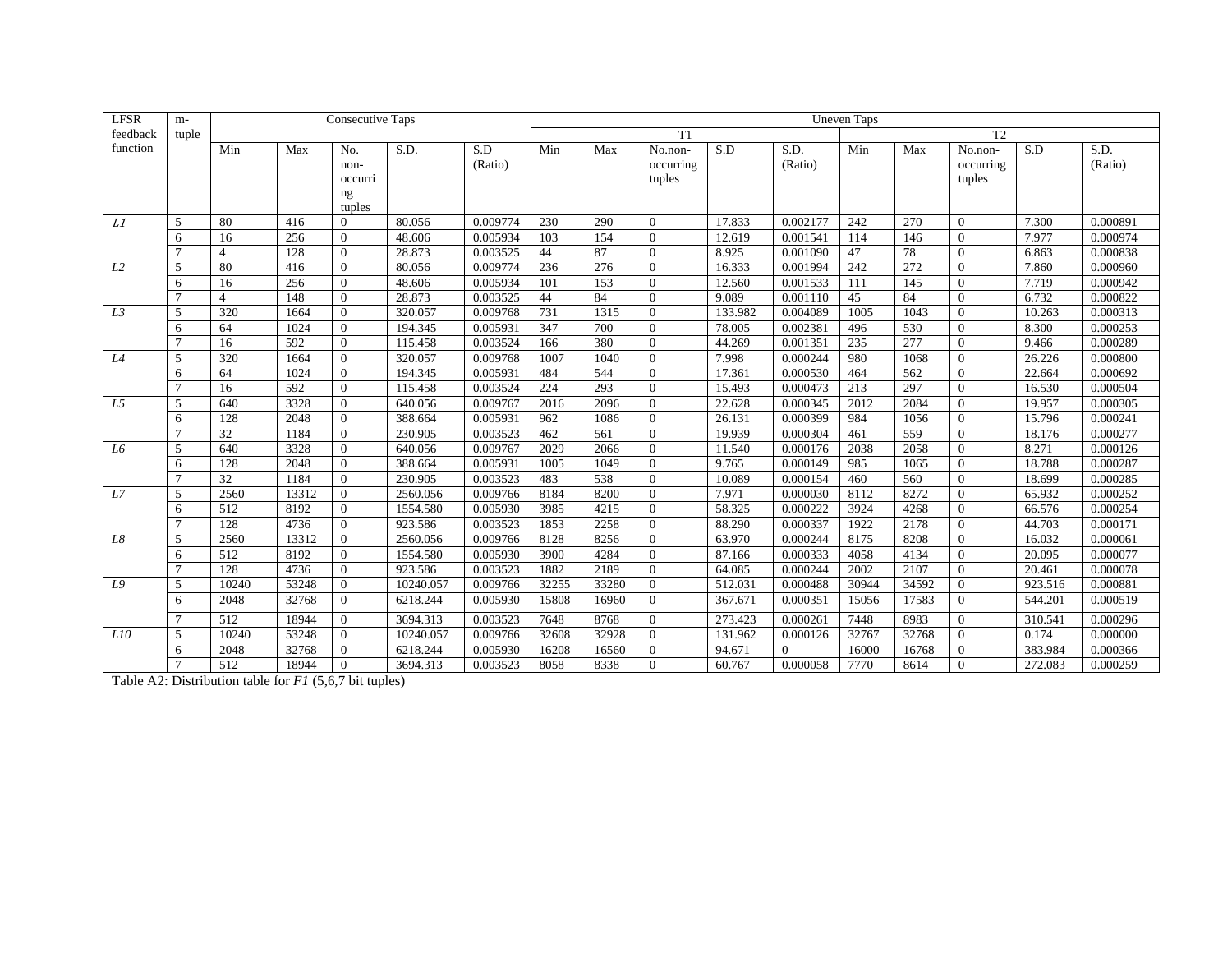| LFSR feedback function | m-tuple | Consecutive Taps | | | | | Uneven Taps | | | | | | | | | |
|---|---|---|---|---|---|---|---|---|---|---|---|---|---|---|---|---|
| | | | | | | | T1 | | | | | T2 | | | | |
| | | Min | Max | No. non-occurring tuples | S.D. | S.D (Ratio) | Min | Max | No.non-occurring tuples | S.D | S.D. (Ratio) | Min | Max | No.non-occurring tuples | S.D | S.D. (Ratio) |
| *L1* | 5 | 80 | 416 | 0 | 80.056 | 0.009774 | 230 | 290 | 0 | 17.833 | 0.002177 | 242 | 270 | 0 | 7.300 | 0.000891 |
| | 6 | 16 | 256 | 0 | 48.606 | 0.005934 | 103 | 154 | 0 | 12.619 | 0.001541 | 114 | 146 | 0 | 7.977 | 0.000974 |
| | 7 | 4 | 128 | 0 | 28.873 | 0.003525 | 44 | 87 | 0 | 8.925 | 0.001090 | 47 | 78 | 0 | 6.863 | 0.000838 |
| *L2* | 5 | 80 | 416 | 0 | 80.056 | 0.009774 | 236 | 276 | 0 | 16.333 | 0.001994 | 242 | 272 | 0 | 7.860 | 0.000960 |
| | 6 | 16 | 256 | 0 | 48.606 | 0.005934 | 101 | 153 | 0 | 12.560 | 0.001533 | 111 | 145 | 0 | 7.719 | 0.000942 |
| | 7 | 4 | 148 | 0 | 28.873 | 0.003525 | 44 | 84 | 0 | 9.089 | 0.001110 | 45 | 84 | 0 | 6.732 | 0.000822 |
| *L3* | 5 | 320 | 1664 | 0 | 320.057 | 0.009768 | 731 | 1315 | 0 | 133.982 | 0.004089 | 1005 | 1043 | 0 | 10.263 | 0.000313 |
| | 6 | 64 | 1024 | 0 | 194.345 | 0.005931 | 347 | 700 | 0 | 78.005 | 0.002381 | 496 | 530 | 0 | 8.300 | 0.000253 |
| | 7 | 16 | 592 | 0 | 115.458 | 0.003524 | 166 | 380 | 0 | 44.269 | 0.001351 | 235 | 277 | 0 | 9.466 | 0.000289 |
| *L4* | 5 | 320 | 1664 | 0 | 320.057 | 0.009768 | 1007 | 1040 | 0 | 7.998 | 0.000244 | 980 | 1068 | 0 | 26.226 | 0.000800 |
| | 6 | 64 | 1024 | 0 | 194.345 | 0.005931 | 484 | 544 | 0 | 17.361 | 0.000530 | 464 | 562 | 0 | 22.664 | 0.000692 |
| | 7 | 16 | 592 | 0 | 115.458 | 0.003524 | 224 | 293 | 0 | 15.493 | 0.000473 | 213 | 297 | 0 | 16.530 | 0.000504 |
| *L5* | 5 | 640 | 3328 | 0 | 640.056 | 0.009767 | 2016 | 2096 | 0 | 22.628 | 0.000345 | 2012 | 2084 | 0 | 19.957 | 0.000305 |
| | 6 | 128 | 2048 | 0 | 388.664 | 0.005931 | 962 | 1086 | 0 | 26.131 | 0.000399 | 984 | 1056 | 0 | 15.796 | 0.000241 |
| | 7 | 32 | 1184 | 0 | 230.905 | 0.003523 | 462 | 561 | 0 | 19.939 | 0.000304 | 461 | 559 | 0 | 18.176 | 0.000277 |
| *L6* | 5 | 640 | 3328 | 0 | 640.056 | 0.009767 | 2029 | 2066 | 0 | 11.540 | 0.000176 | 2038 | 2058 | 0 | 8.271 | 0.000126 |
| | 6 | 128 | 2048 | 0 | 388.664 | 0.005931 | 1005 | 1049 | 0 | 9.765 | 0.000149 | 985 | 1065 | 0 | 18.788 | 0.000287 |
| | 7 | 32 | 1184 | 0 | 230.905 | 0.003523 | 483 | 538 | 0 | 10.089 | 0.000154 | 460 | 560 | 0 | 18.699 | 0.000285 |
| *L7* | 5 | 2560 | 13312 | 0 | 2560.056 | 0.009766 | 8184 | 8200 | 0 | 7.971 | 0.000030 | 8112 | 8272 | 0 | 65.932 | 0.000252 |
| | 6 | 512 | 8192 | 0 | 1554.580 | 0.005930 | 3985 | 4215 | 0 | 58.325 | 0.000222 | 3924 | 4268 | 0 | 66.576 | 0.000254 |
| | 7 | 128 | 4736 | 0 | 923.586 | 0.003523 | 1853 | 2258 | 0 | 88.290 | 0.000337 | 1922 | 2178 | 0 | 44.703 | 0.000171 |
| *L8* | 5 | 2560 | 13312 | 0 | 2560.056 | 0.009766 | 8128 | 8256 | 0 | 63.970 | 0.000244 | 8175 | 8208 | 0 | 16.032 | 0.000061 |
| | 6 | 512 | 8192 | 0 | 1554.580 | 0.005930 | 3900 | 4284 | 0 | 87.166 | 0.000333 | 4058 | 4134 | 0 | 20.095 | 0.000077 |
| | 7 | 128 | 4736 | 0 | 923.586 | 0.003523 | 1882 | 2189 | 0 | 64.085 | 0.000244 | 2002 | 2107 | 0 | 20.461 | 0.000078 |
| *L9* | 5 | 10240 | 53248 | 0 | 10240.057 | 0.009766 | 32255 | 33280 | 0 | 512.031 | 0.000488 | 30944 | 34592 | 0 | 923.516 | 0.000881 |
| | 6 | 2048 | 32768 | 0 | 6218.244 | 0.005930 | 15808 | 16960 | 0 | 367.671 | 0.000351 | 15056 | 17583 | 0 | 544.201 | 0.000519 |
| | 7 | 512 | 18944 | 0 | 3694.313 | 0.003523 | 7648 | 8768 | 0 | 273.423 | 0.000261 | 7448 | 8983 | 0 | 310.541 | 0.000296 |
| *L10* | 5 | 10240 | 53248 | 0 | 10240.057 | 0.009766 | 32608 | 32928 | 0 | 131.962 | 0.000126 | 32767 | 32768 | 0 | 0.174 | 0.000000 |
| | 6 | 2048 | 32768 | 0 | 6218.244 | 0.005930 | 16208 | 16560 | 0 | 94.671 | 0 | 16000 | 16768 | 0 | 383.984 | 0.000366 |
| | 7 | 512 | 18944 | 0 | 3694.313 | 0.003523 | 8058 | 8338 | 0 | 60.767 | 0.000058 | 7770 | 8614 | 0 | 272.083 | 0.000259 |

Table A2: Distribution table for *F1* (5,6,7 bit tuples)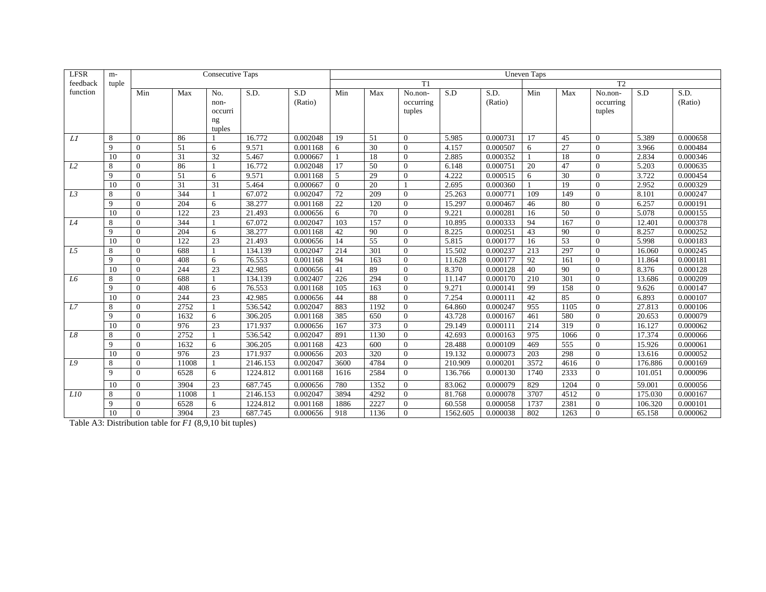| LFSR feedback function | m-tuple | Consecutive Taps | | | | | Uneven Taps | | | | | | | | | |
|---|---|---|---|---|---|---|---|---|---|---|---|---|---|---|---|---|
| | | | | | | | T1 | | | | | T2 | | | | |
| | | Min | Max | No. non-occurring tuples | S.D. | S.D (Ratio) | Min | Max | No.non-occurring tuples | S.D | S.D. (Ratio) | Min | Max | No.non-occurring tuples | S.D | S.D. (Ratio) |
| *L1* | 8 | 0 | 86 | 1 | 16.772 | 0.002048 | 19 | 51 | 0 | 5.985 | 0.000731 | 17 | 45 | 0 | 5.389 | 0.000658 |
| | 9 | 0 | 51 | 6 | 9.571 | 0.001168 | 6 | 30 | 0 | 4.157 | 0.000507 | 6 | 27 | 0 | 3.966 | 0.000484 |
| | 10 | 0 | 31 | 32 | 5.467 | 0.000667 | 1 | 18 | 0 | 2.885 | 0.000352 | 1 | 18 | 0 | 2.834 | 0.000346 |
| *L2* | 8 | 0 | 86 | 1 | 16.772 | 0.002048 | 17 | 50 | 0 | 6.148 | 0.000751 | 20 | 47 | 0 | 5.203 | 0.000635 |
| | 9 | 0 | 51 | 6 | 9.571 | 0.001168 | 5 | 29 | 0 | 4.222 | 0.000515 | 6 | 30 | 0 | 3.722 | 0.000454 |
| | 10 | 0 | 31 | 31 | 5.464 | 0.000667 | 0 | 20 | 1 | 2.695 | 0.000360 | 1 | 19 | 0 | 2.952 | 0.000329 |
| *L3* | 8 | 0 | 344 | 1 | 67.072 | 0.002047 | 72 | 209 | 0 | 25.263 | 0.000771 | 109 | 149 | 0 | 8.101 | 0.000247 |
| | 9 | 0 | 204 | 6 | 38.277 | 0.001168 | 22 | 120 | 0 | 15.297 | 0.000467 | 46 | 80 | 0 | 6.257 | 0.000191 |
| | 10 | 0 | 122 | 23 | 21.493 | 0.000656 | 6 | 70 | 0 | 9.221 | 0.000281 | 16 | 50 | 0 | 5.078 | 0.000155 |
| *L4* | 8 | 0 | 344 | 1 | 67.072 | 0.002047 | 103 | 157 | 0 | 10.895 | 0.000333 | 94 | 167 | 0 | 12.401 | 0.000378 |
| | 9 | 0 | 204 | 6 | 38.277 | 0.001168 | 42 | 90 | 0 | 8.225 | 0.000251 | 43 | 90 | 0 | 8.257 | 0.000252 |
| | 10 | 0 | 122 | 23 | 21.493 | 0.000656 | 14 | 55 | 0 | 5.815 | 0.000177 | 16 | 53 | 0 | 5.998 | 0.000183 |
| *L5* | 8 | 0 | 688 | 1 | 134.139 | 0.002047 | 214 | 301 | 0 | 15.502 | 0.000237 | 213 | 297 | 0 | 16.060 | 0.000245 |
| | 9 | 0 | 408 | 6 | 76.553 | 0.001168 | 94 | 163 | 0 | 11.628 | 0.000177 | 92 | 161 | 0 | 11.864 | 0.000181 |
| | 10 | 0 | 244 | 23 | 42.985 | 0.000656 | 41 | 89 | 0 | 8.370 | 0.000128 | 40 | 90 | 0 | 8.376 | 0.000128 |
| *L6* | 8 | 0 | 688 | 1 | 134.139 | 0.002407 | 226 | 294 | 0 | 11.147 | 0.000170 | 210 | 301 | 0 | 13.686 | 0.000209 |
| | 9 | 0 | 408 | 6 | 76.553 | 0.001168 | 105 | 163 | 0 | 9.271 | 0.000141 | 99 | 158 | 0 | 9.626 | 0.000147 |
| | 10 | 0 | 244 | 23 | 42.985 | 0.000656 | 44 | 88 | 0 | 7.254 | 0.000111 | 42 | 85 | 0 | 6.893 | 0.000107 |
| *L7* | 8 | 0 | 2752 | 1 | 536.542 | 0.002047 | 883 | 1192 | 0 | 64.860 | 0.000247 | 955 | 1105 | 0 | 27.813 | 0.000106 |
| | 9 | 0 | 1632 | 6 | 306.205 | 0.001168 | 385 | 650 | 0 | 43.728 | 0.000167 | 461 | 580 | 0 | 20.653 | 0.000079 |
| | 10 | 0 | 976 | 23 | 171.937 | 0.000656 | 167 | 373 | 0 | 29.149 | 0.000111 | 214 | 319 | 0 | 16.127 | 0.000062 |
| *L8* | 8 | 0 | 2752 | 1 | 536.542 | 0.002047 | 891 | 1130 | 0 | 42.693 | 0.000163 | 975 | 1066 | 0 | 17.374 | 0.000066 |
| | 9 | 0 | 1632 | 6 | 306.205 | 0.001168 | 423 | 600 | 0 | 28.488 | 0.000109 | 469 | 555 | 0 | 15.926 | 0.000061 |
| | 10 | 0 | 976 | 23 | 171.937 | 0.000656 | 203 | 320 | 0 | 19.132 | 0.000073 | 203 | 298 | 0 | 13.616 | 0.000052 |
| *L9* | 8 | 0 | 11008 | 1 | 2146.153 | 0.002047 | 3600 | 4784 | 0 | 210.909 | 0.000201 | 3572 | 4616 | 0 | 176.886 | 0.000169 |
| | 9 | 0 | 6528 | 6 | 1224.812 | 0.001168 | 1616 | 2584 | 0 | 136.766 | 0.000130 | 1740 | 2333 | 0 | 101.051 | 0.000096 |
| | 10 | 0 | 3904 | 23 | 687.745 | 0.000656 | 780 | 1352 | 0 | 83.062 | 0.000079 | 829 | 1204 | 0 | 59.001 | 0.000056 |
| *L10* | 8 | 0 | 11008 | 1 | 2146.153 | 0.002047 | 3894 | 4292 | 0 | 81.768 | 0.000078 | 3707 | 4512 | 0 | 175.030 | 0.000167 |
| | 9 | 0 | 6528 | 6 | 1224.812 | 0.001168 | 1886 | 2227 | 0 | 60.558 | 0.000058 | 1737 | 2381 | 0 | 106.320 | 0.000101 |
| | 10 | 0 | 3904 | 23 | 687.745 | 0.000656 | 918 | 1136 | 0 | 1562.605 | 0.000038 | 802 | 1263 | 0 | 65.158 | 0.000062 |

Table A3: Distribution table for *F1* (8,9,10 bit tuples)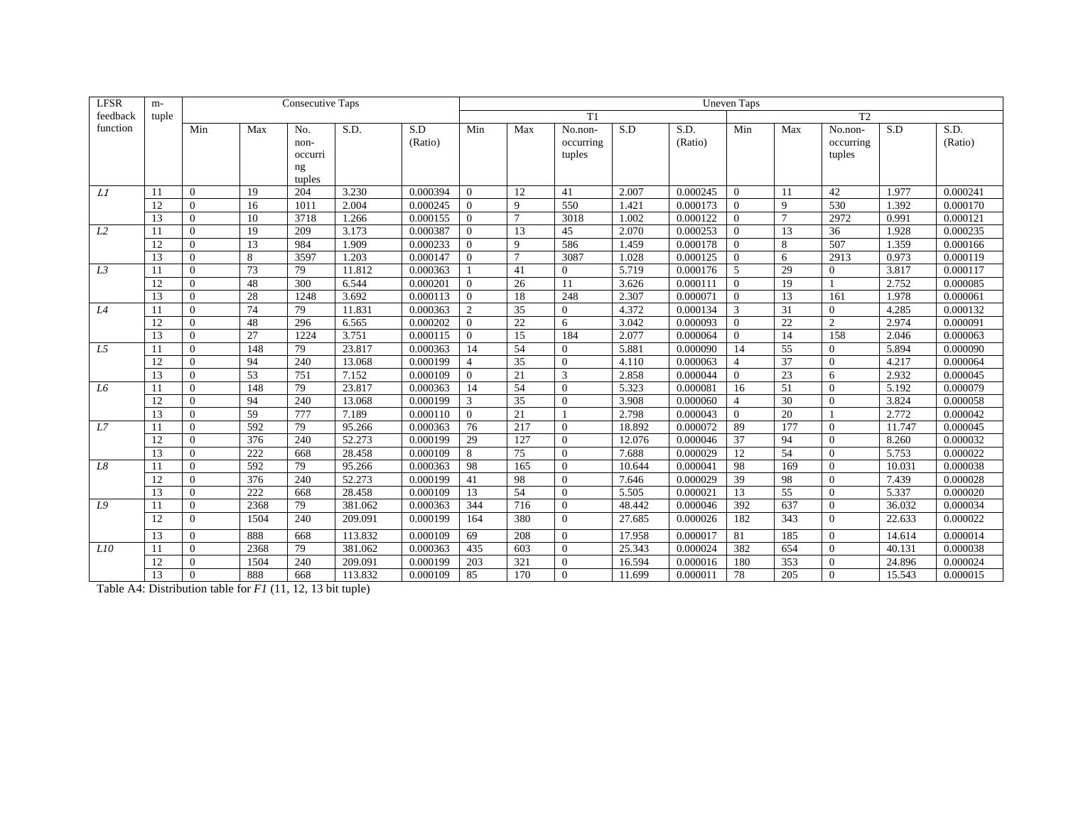| LFSR feedback function | m-tuple | Consecutive Taps | | | | | Uneven Taps | | | | | | | | | |
|---|---|---|---|---|---|---|---|---|---|---|---|---|---|---|---|---|
| | | | | | | | T1 | | | | | T2 | | | | |
| | | Min | Max | No. non-occurring tuples | S.D. | S.D (Ratio) | Min | Max | No.non-occurring tuples | S.D | S.D. (Ratio) | Min | Max | No.non-occurring tuples | S.D | S.D. (Ratio) |
| *L1* | 11 | 0 | 19 | 204 | 3.230 | 0.000394 | 0 | 12 | 41 | 2.007 | 0.000245 | 0 | 11 | 42 | 1.977 | 0.000241 |
| | 12 | 0 | 16 | 1011 | 2.004 | 0.000245 | 0 | 9 | 550 | 1.421 | 0.000173 | 0 | 9 | 530 | 1.392 | 0.000170 |
| | 13 | 0 | 10 | 3718 | 1.266 | 0.000155 | 0 | 7 | 3018 | 1.002 | 0.000122 | 0 | 7 | 2972 | 0.991 | 0.000121 |
| *L2* | 11 | 0 | 19 | 209 | 3.173 | 0.000387 | 0 | 13 | 45 | 2.070 | 0.000253 | 0 | 13 | 36 | 1.928 | 0.000235 |
| | 12 | 0 | 13 | 984 | 1.909 | 0.000233 | 0 | 9 | 586 | 1.459 | 0.000178 | 0 | 8 | 507 | 1.359 | 0.000166 |
| | 13 | 0 | 8 | 3597 | 1.203 | 0.000147 | 0 | 7 | 3087 | 1.028 | 0.000125 | 0 | 6 | 2913 | 0.973 | 0.000119 |
| *L3* | 11 | 0 | 73 | 79 | 11.812 | 0.000363 | 1 | 41 | 0 | 5.719 | 0.000176 | 5 | 29 | 0 | 3.817 | 0.000117 |
| | 12 | 0 | 48 | 300 | 6.544 | 0.000201 | 0 | 26 | 11 | 3.626 | 0.000111 | 0 | 19 | 1 | 2.752 | 0.000085 |
| | 13 | 0 | 28 | 1248 | 3.692 | 0.000113 | 0 | 18 | 248 | 2.307 | 0.000071 | 0 | 13 | 161 | 1.978 | 0.000061 |
| *L4* | 11 | 0 | 74 | 79 | 11.831 | 0.000363 | 2 | 35 | 0 | 4.372 | 0.000134 | 3 | 31 | 0 | 4.285 | 0.000132 |
| | 12 | 0 | 48 | 296 | 6.565 | 0.000202 | 0 | 22 | 6 | 3.042 | 0.000093 | 0 | 22 | 2 | 2.974 | 0.000091 |
| | 13 | 0 | 27 | 1224 | 3.751 | 0.000115 | 0 | 15 | 184 | 2.077 | 0.000064 | 0 | 14 | 158 | 2.046 | 0.000063 |
| *L5* | 11 | 0 | 148 | 79 | 23.817 | 0.000363 | 14 | 54 | 0 | 5.881 | 0.000090 | 14 | 55 | 0 | 5.894 | 0.000090 |
| | 12 | 0 | 94 | 240 | 13.068 | 0.000199 | 4 | 35 | 0 | 4.110 | 0.000063 | 4 | 37 | 0 | 4.217 | 0.000064 |
| | 13 | 0 | 53 | 751 | 7.152 | 0.000109 | 0 | 21 | 3 | 2.858 | 0.000044 | 0 | 23 | 6 | 2.932 | 0.000045 |
| *L6* | 11 | 0 | 148 | 79 | 23.817 | 0.000363 | 14 | 54 | 0 | 5.323 | 0.000081 | 16 | 51 | 0 | 5.192 | 0.000079 |
| | 12 | 0 | 94 | 240 | 13.068 | 0.000199 | 3 | 35 | 0 | 3.908 | 0.000060 | 4 | 30 | 0 | 3.824 | 0.000058 |
| | 13 | 0 | 59 | 777 | 7.189 | 0.000110 | 0 | 21 | 1 | 2.798 | 0.000043 | 0 | 20 | 1 | 2.772 | 0.000042 |
| *L7* | 11 | 0 | 592 | 79 | 95.266 | 0.000363 | 76 | 217 | 0 | 18.892 | 0.000072 | 89 | 177 | 0 | 11.747 | 0.000045 |
| | 12 | 0 | 376 | 240 | 52.273 | 0.000199 | 29 | 127 | 0 | 12.076 | 0.000046 | 37 | 94 | 0 | 8.260 | 0.000032 |
| | 13 | 0 | 222 | 668 | 28.458 | 0.000109 | 8 | 75 | 0 | 7.688 | 0.000029 | 12 | 54 | 0 | 5.753 | 0.000022 |
| *L8* | 11 | 0 | 592 | 79 | 95.266 | 0.000363 | 98 | 165 | 0 | 10.644 | 0.000041 | 98 | 169 | 0 | 10.031 | 0.000038 |
| | 12 | 0 | 376 | 240 | 52.273 | 0.000199 | 41 | 98 | 0 | 7.646 | 0.000029 | 39 | 98 | 0 | 7.439 | 0.000028 |
| | 13 | 0 | 222 | 668 | 28.458 | 0.000109 | 13 | 54 | 0 | 5.505 | 0.000021 | 13 | 55 | 0 | 5.337 | 0.000020 |
| *L9* | 11 | 0 | 2368 | 79 | 381.062 | 0.000363 | 344 | 716 | 0 | 48.442 | 0.000046 | 392 | 637 | 0 | 36.032 | 0.000034 |
| | 12 | 0 | 1504 | 240 | 209.091 | 0.000199 | 164 | 380 | 0 | 27.685 | 0.000026 | 182 | 343 | 0 | 22.633 | 0.000022 |
| | 13 | 0 | 888 | 668 | 113.832 | 0.000109 | 69 | 208 | 0 | 17.958 | 0.000017 | 81 | 185 | 0 | 14.614 | 0.000014 |
| *L10* | 11 | 0 | 2368 | 79 | 381.062 | 0.000363 | 435 | 603 | 0 | 25.343 | 0.000024 | 382 | 654 | 0 | 40.131 | 0.000038 |
| | 12 | 0 | 1504 | 240 | 209.091 | 0.000199 | 203 | 321 | 0 | 16.594 | 0.000016 | 180 | 353 | 0 | 24.896 | 0.000024 |
| | 13 | 0 | 888 | 668 | 113.832 | 0.000109 | 85 | 170 | 0 | 11.699 | 0.000011 | 78 | 205 | 0 | 15.543 | 0.000015 |

Table A4: Distribution table for *F1* (11, 12, 13 bit tuple)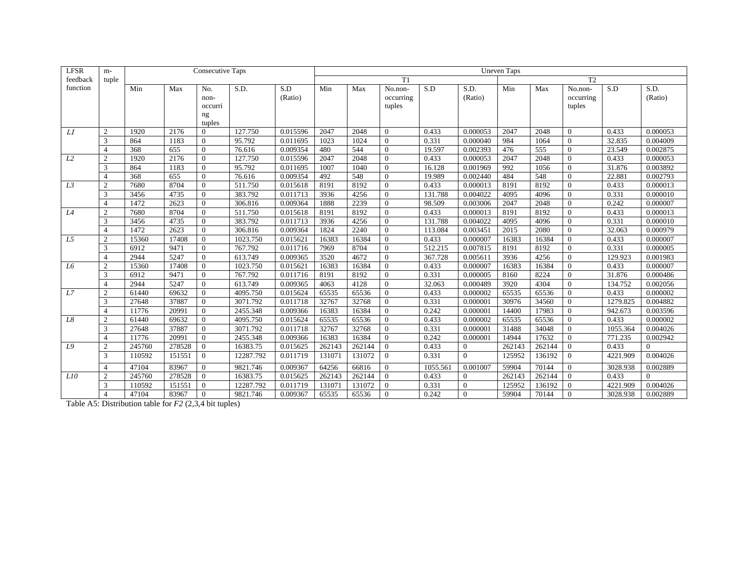| LFSR feedback function | m-tuple | Consecutive Taps | | | | | Uneven Taps | | | | | | | | | |
|---|---|---|---|---|---|---|---|---|---|---|---|---|---|---|---|---|
| | | | | | | | T1 | | | | | T2 | | | | |
| | | Min | Max | No. non-occurring tuples | S.D. | S.D (Ratio) | Min | Max | No.non-occurring tuples | S.D | S.D. (Ratio) | Min | Max | No.non-occurring tuples | S.D | S.D. (Ratio) |
| *L1* | 2 | 1920 | 2176 | 0 | 127.750 | 0.015596 | 2047 | 2048 | 0 | 0.433 | 0.000053 | 2047 | 2048 | 0 | 0.433 | 0.000053 |
| | 3 | 864 | 1183 | 0 | 95.792 | 0.011695 | 1023 | 1024 | 0 | 0.331 | 0.000040 | 984 | 1064 | 0 | 32.835 | 0.004009 |
| | 4 | 368 | 655 | 0 | 76.616 | 0.009354 | 480 | 544 | 0 | 19.597 | 0.002393 | 476 | 555 | 0 | 23.549 | 0.002875 |
| *L2* | 2 | 1920 | 2176 | 0 | 127.750 | 0.015596 | 2047 | 2048 | 0 | 0.433 | 0.000053 | 2047 | 2048 | 0 | 0.433 | 0.000053 |
| | 3 | 864 | 1183 | 0 | 95.792 | 0.011695 | 1007 | 1040 | 0 | 16.128 | 0.001969 | 992 | 1056 | 0 | 31.876 | 0.003892 |
| | 4 | 368 | 655 | 0 | 76.616 | 0.009354 | 492 | 548 | 0 | 19.989 | 0.002440 | 484 | 548 | 0 | 22.881 | 0.002793 |
| *L3* | 2 | 7680 | 8704 | 0 | 511.750 | 0.015618 | 8191 | 8192 | 0 | 0.433 | 0.000013 | 8191 | 8192 | 0 | 0.433 | 0.000013 |
| | 3 | 3456 | 4735 | 0 | 383.792 | 0.011713 | 3936 | 4256 | 0 | 131.788 | 0.004022 | 4095 | 4096 | 0 | 0.331 | 0.000010 |
| | 4 | 1472 | 2623 | 0 | 306.816 | 0.009364 | 1888 | 2239 | 0 | 98.509 | 0.003006 | 2047 | 2048 | 0 | 0.242 | 0.000007 |
| *L4* | 2 | 7680 | 8704 | 0 | 511.750 | 0.015618 | 8191 | 8192 | 0 | 0.433 | 0.000013 | 8191 | 8192 | 0 | 0.433 | 0.000013 |
| | 3 | 3456 | 4735 | 0 | 383.792 | 0.011713 | 3936 | 4256 | 0 | 131.788 | 0.004022 | 4095 | 4096 | 0 | 0.331 | 0.000010 |
| | 4 | 1472 | 2623 | 0 | 306.816 | 0.009364 | 1824 | 2240 | 0 | 113.084 | 0.003451 | 2015 | 2080 | 0 | 32.063 | 0.000979 |
| *L5* | 2 | 15360 | 17408 | 0 | 1023.750 | 0.015621 | 16383 | 16384 | 0 | 0.433 | 0.000007 | 16383 | 16384 | 0 | 0.433 | 0.000007 |
| | 3 | 6912 | 9471 | 0 | 767.792 | 0.011716 | 7969 | 8704 | 0 | 512.215 | 0.007815 | 8191 | 8192 | 0 | 0.331 | 0.000005 |
| | 4 | 2944 | 5247 | 0 | 613.749 | 0.009365 | 3520 | 4672 | 0 | 367.728 | 0.005611 | 3936 | 4256 | 0 | 129.923 | 0.001983 |
| *L6* | 2 | 15360 | 17408 | 0 | 1023.750 | 0.015621 | 16383 | 16384 | 0 | 0.433 | 0.000007 | 16383 | 16384 | 0 | 0.433 | 0.000007 |
| | 3 | 6912 | 9471 | 0 | 767.792 | 0.011716 | 8191 | 8192 | 0 | 0.331 | 0.000005 | 8160 | 8224 | 0 | 31.876 | 0.000486 |
| | 4 | 2944 | 5247 | 0 | 613.749 | 0.009365 | 4063 | 4128 | 0 | 32.063 | 0.000489 | 3920 | 4304 | 0 | 134.752 | 0.002056 |
| *L7* | 2 | 61440 | 69632 | 0 | 4095.750 | 0.015624 | 65535 | 65536 | 0 | 0.433 | 0.000002 | 65535 | 65536 | 0 | 0.433 | 0.000002 |
| | 3 | 27648 | 37887 | 0 | 3071.792 | 0.011718 | 32767 | 32768 | 0 | 0.331 | 0.000001 | 30976 | 34560 | 0 | 1279.825 | 0.004882 |
| | 4 | 11776 | 20991 | 0 | 2455.348 | 0.009366 | 16383 | 16384 | 0 | 0.242 | 0.000001 | 14400 | 17983 | 0 | 942.673 | 0.003596 |
| *L8* | 2 | 61440 | 69632 | 0 | 4095.750 | 0.015624 | 65535 | 65536 | 0 | 0.433 | 0.000002 | 65535 | 65536 | 0 | 0.433 | 0.000002 |
| | 3 | 27648 | 37887 | 0 | 3071.792 | 0.011718 | 32767 | 32768 | 0 | 0.331 | 0.000001 | 31488 | 34048 | 0 | 1055.364 | 0.004026 |
| | 4 | 11776 | 20991 | 0 | 2455.348 | 0.009366 | 16383 | 16384 | 0 | 0.242 | 0.000001 | 14944 | 17632 | 0 | 771.235 | 0.002942 |
| *L9* | 2 | 245760 | 278528 | 0 | 16383.75 | 0.015625 | 262143 | 262144 | 0 | 0.433 | 0 | 262143 | 262144 | 0 | 0.433 | 0 |
| | 3 | 110592 | 151551 | 0 | 12287.792 | 0.011719 | 131071 | 131072 | 0 | 0.331 | 0 | 125952 | 136192 | 0 | 4221.909 | 0.004026 |
| | 4 | 47104 | 83967 | 0 | 9821.746 | 0.009367 | 64256 | 66816 | 0 | 1055.561 | 0.001007 | 59904 | 70144 | 0 | 3028.938 | 0.002889 |
| *L10* | 2 | 245760 | 278528 | 0 | 16383.75 | 0.015625 | 262143 | 262144 | 0 | 0.433 | 0 | 262143 | 262144 | 0 | 0.433 | 0 |
| | 3 | 110592 | 151551 | 0 | 12287.792 | 0.011719 | 131071 | 131072 | 0 | 0.331 | 0 | 125952 | 136192 | 0 | 4221.909 | 0.004026 |
| | 4 | 47104 | 83967 | 0 | 9821.746 | 0.009367 | 65535 | 65536 | 0 | 0.242 | 0 | 59904 | 70144 | 0 | 3028.938 | 0.002889 |

Table A5: Distribution table for *F2* (2,3,4 bit tuples)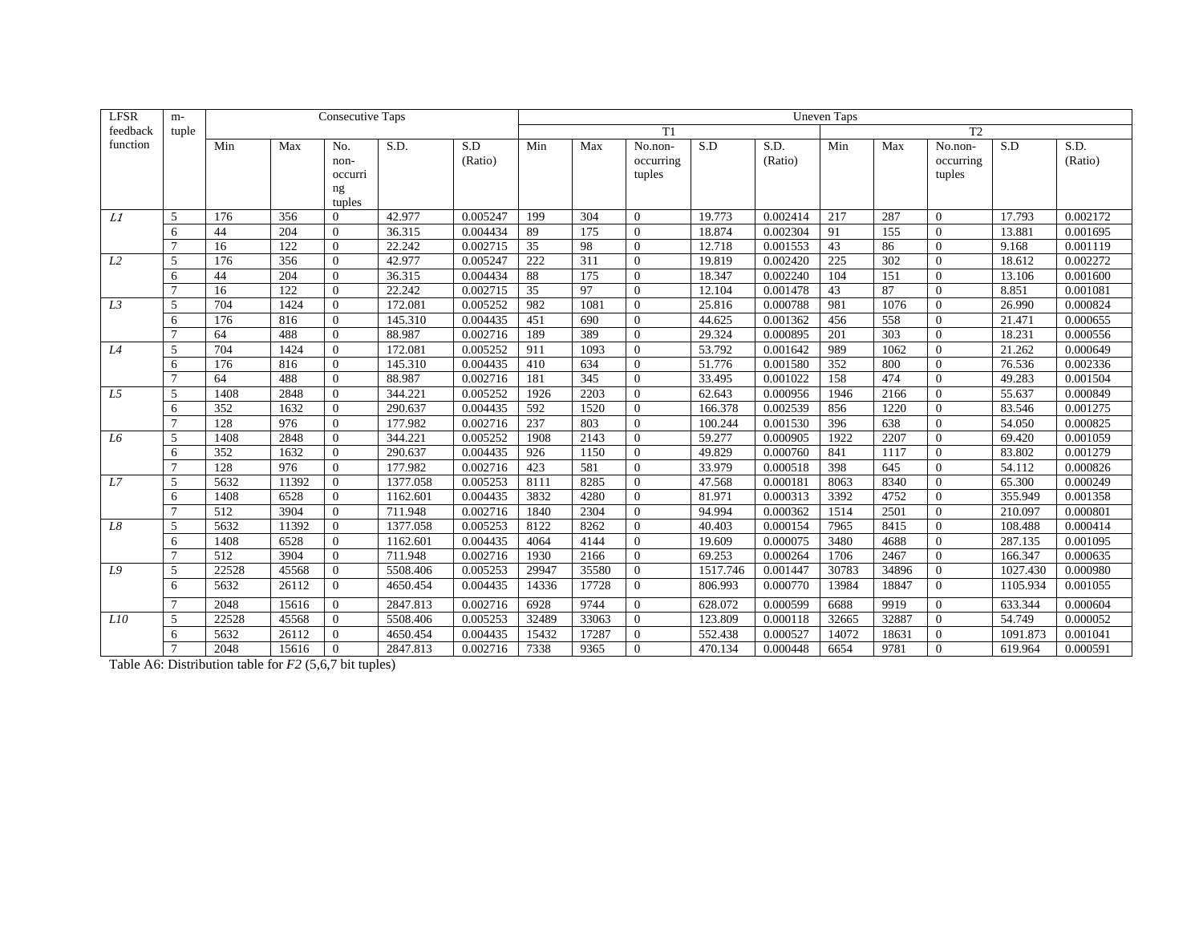| LFSR feedback function | m-tuple | Consecutive Taps | | | | | Uneven Taps | | | | | | | | | |
|---|---|---|---|---|---|---|---|---|---|---|---|---|---|---|---|---|
| | | | | | | | T1 | | | | | T2 | | | | |
| | | Min | Max | No. non-occurring tuples | S.D. | S.D (Ratio) | Min | Max | No.non-occurring tuples | S.D | S.D. (Ratio) | Min | Max | No.non-occurring tuples | S.D | S.D. (Ratio) |
| *L1* | 5 | 176 | 356 | 0 | 42.977 | 0.005247 | 199 | 304 | 0 | 19.773 | 0.002414 | 217 | 287 | 0 | 17.793 | 0.002172 |
| | 6 | 44 | 204 | 0 | 36.315 | 0.004434 | 89 | 175 | 0 | 18.874 | 0.002304 | 91 | 155 | 0 | 13.881 | 0.001695 |
| | 7 | 16 | 122 | 0 | 22.242 | 0.002715 | 35 | 98 | 0 | 12.718 | 0.001553 | 43 | 86 | 0 | 9.168 | 0.001119 |
| *L2* | 5 | 176 | 356 | 0 | 42.977 | 0.005247 | 222 | 311 | 0 | 19.819 | 0.002420 | 225 | 302 | 0 | 18.612 | 0.002272 |
| | 6 | 44 | 204 | 0 | 36.315 | 0.004434 | 88 | 175 | 0 | 18.347 | 0.002240 | 104 | 151 | 0 | 13.106 | 0.001600 |
| | 7 | 16 | 122 | 0 | 22.242 | 0.002715 | 35 | 97 | 0 | 12.104 | 0.001478 | 43 | 87 | 0 | 8.851 | 0.001081 |
| *L3* | 5 | 704 | 1424 | 0 | 172.081 | 0.005252 | 982 | 1081 | 0 | 25.816 | 0.000788 | 981 | 1076 | 0 | 26.990 | 0.000824 |
| | 6 | 176 | 816 | 0 | 145.310 | 0.004435 | 451 | 690 | 0 | 44.625 | 0.001362 | 456 | 558 | 0 | 21.471 | 0.000655 |
| | 7 | 64 | 488 | 0 | 88.987 | 0.002716 | 189 | 389 | 0 | 29.324 | 0.000895 | 201 | 303 | 0 | 18.231 | 0.000556 |
| *L4* | 5 | 704 | 1424 | 0 | 172.081 | 0.005252 | 911 | 1093 | 0 | 53.792 | 0.001642 | 989 | 1062 | 0 | 21.262 | 0.000649 |
| | 6 | 176 | 816 | 0 | 145.310 | 0.004435 | 410 | 634 | 0 | 51.776 | 0.001580 | 352 | 800 | 0 | 76.536 | 0.002336 |
| | 7 | 64 | 488 | 0 | 88.987 | 0.002716 | 181 | 345 | 0 | 33.495 | 0.001022 | 158 | 474 | 0 | 49.283 | 0.001504 |
| *L5* | 5 | 1408 | 2848 | 0 | 344.221 | 0.005252 | 1926 | 2203 | 0 | 62.643 | 0.000956 | 1946 | 2166 | 0 | 55.637 | 0.000849 |
| | 6 | 352 | 1632 | 0 | 290.637 | 0.004435 | 592 | 1520 | 0 | 166.378 | 0.002539 | 856 | 1220 | 0 | 83.546 | 0.001275 |
| | 7 | 128 | 976 | 0 | 177.982 | 0.002716 | 237 | 803 | 0 | 100.244 | 0.001530 | 396 | 638 | 0 | 54.050 | 0.000825 |
| *L6* | 5 | 1408 | 2848 | 0 | 344.221 | 0.005252 | 1908 | 2143 | 0 | 59.277 | 0.000905 | 1922 | 2207 | 0 | 69.420 | 0.001059 |
| | 6 | 352 | 1632 | 0 | 290.637 | 0.004435 | 926 | 1150 | 0 | 49.829 | 0.000760 | 841 | 1117 | 0 | 83.802 | 0.001279 |
| | 7 | 128 | 976 | 0 | 177.982 | 0.002716 | 423 | 581 | 0 | 33.979 | 0.000518 | 398 | 645 | 0 | 54.112 | 0.000826 |
| *L7* | 5 | 5632 | 11392 | 0 | 1377.058 | 0.005253 | 8111 | 8285 | 0 | 47.568 | 0.000181 | 8063 | 8340 | 0 | 65.300 | 0.000249 |
| | 6 | 1408 | 6528 | 0 | 1162.601 | 0.004435 | 3832 | 4280 | 0 | 81.971 | 0.000313 | 3392 | 4752 | 0 | 355.949 | 0.001358 |
| | 7 | 512 | 3904 | 0 | 711.948 | 0.002716 | 1840 | 2304 | 0 | 94.994 | 0.000362 | 1514 | 2501 | 0 | 210.097 | 0.000801 |
| *L8* | 5 | 5632 | 11392 | 0 | 1377.058 | 0.005253 | 8122 | 8262 | 0 | 40.403 | 0.000154 | 7965 | 8415 | 0 | 108.488 | 0.000414 |
| | 6 | 1408 | 6528 | 0 | 1162.601 | 0.004435 | 4064 | 4144 | 0 | 19.609 | 0.000075 | 3480 | 4688 | 0 | 287.135 | 0.001095 |
| | 7 | 512 | 3904 | 0 | 711.948 | 0.002716 | 1930 | 2166 | 0 | 69.253 | 0.000264 | 1706 | 2467 | 0 | 166.347 | 0.000635 |
| *L9* | 5 | 22528 | 45568 | 0 | 5508.406 | 0.005253 | 29947 | 35580 | 0 | 1517.746 | 0.001447 | 30783 | 34896 | 0 | 1027.430 | 0.000980 |
| | 6 | 5632 | 26112 | 0 | 4650.454 | 0.004435 | 14336 | 17728 | 0 | 806.993 | 0.000770 | 13984 | 18847 | 0 | 1105.934 | 0.001055 |
| | 7 | 2048 | 15616 | 0 | 2847.813 | 0.002716 | 6928 | 9744 | 0 | 628.072 | 0.000599 | 6688 | 9919 | 0 | 633.344 | 0.000604 |
| *L10* | 5 | 22528 | 45568 | 0 | 5508.406 | 0.005253 | 32489 | 33063 | 0 | 123.809 | 0.000118 | 32665 | 32887 | 0 | 54.749 | 0.000052 |
| | 6 | 5632 | 26112 | 0 | 4650.454 | 0.004435 | 15432 | 17287 | 0 | 552.438 | 0.000527 | 14072 | 18631 | 0 | 1091.873 | 0.001041 |
| | 7 | 2048 | 15616 | 0 | 2847.813 | 0.002716 | 7338 | 9365 | 0 | 470.134 | 0.000448 | 6654 | 9781 | 0 | 619.964 | 0.000591 |

Table A6: Distribution table for *F2* (5,6,7 bit tuples)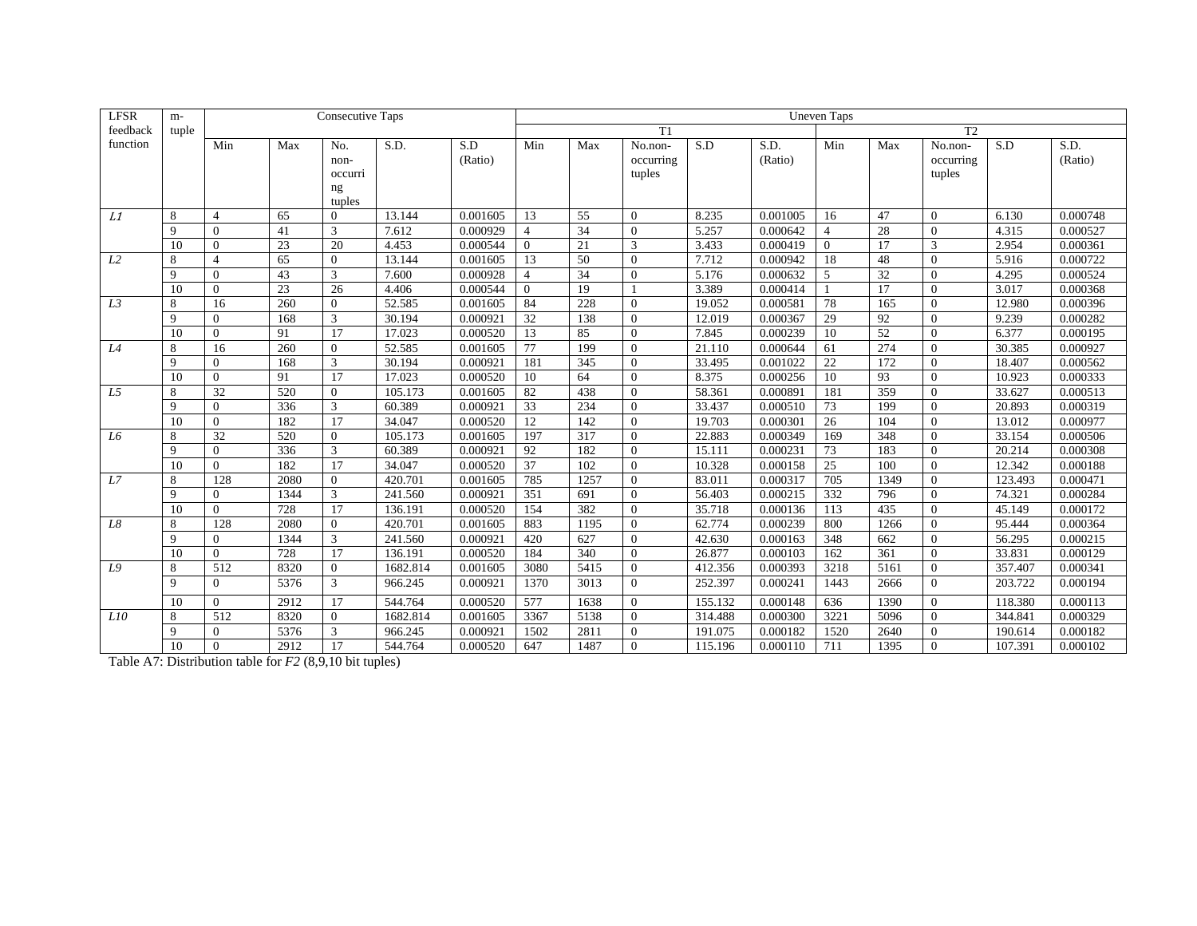| LFSR feedback function | m-tuple | Consecutive Taps | | | | | Uneven Taps | | | | | | | | | |
|---|---|---|---|---|---|---|---|---|---|---|---|---|---|---|---|---|
| | | | | | | | T1 | | | | | T2 | | | | |
| | | Min | Max | No. non-occurring tuples | S.D. | S.D (Ratio) | Min | Max | No.non-occurring tuples | S.D | S.D. (Ratio) | Min | Max | No.non-occurring tuples | S.D | S.D. (Ratio) |
| *L1* | 8 | 4 | 65 | 0 | 13.144 | 0.001605 | 13 | 55 | 0 | 8.235 | 0.001005 | 16 | 47 | 0 | 6.130 | 0.000748 |
| | 9 | 0 | 41 | 3 | 7.612 | 0.000929 | 4 | 34 | 0 | 5.257 | 0.000642 | 4 | 28 | 0 | 4.315 | 0.000527 |
| | 10 | 0 | 23 | 20 | 4.453 | 0.000544 | 0 | 21 | 3 | 3.433 | 0.000419 | 0 | 17 | 3 | 2.954 | 0.000361 |
| *L2* | 8 | 4 | 65 | 0 | 13.144 | 0.001605 | 13 | 50 | 0 | 7.712 | 0.000942 | 18 | 48 | 0 | 5.916 | 0.000722 |
| | 9 | 0 | 43 | 3 | 7.600 | 0.000928 | 4 | 34 | 0 | 5.176 | 0.000632 | 5 | 32 | 0 | 4.295 | 0.000524 |
| | 10 | 0 | 23 | 26 | 4.406 | 0.000544 | 0 | 19 | 1 | 3.389 | 0.000414 | 1 | 17 | 0 | 3.017 | 0.000368 |
| *L3* | 8 | 16 | 260 | 0 | 52.585 | 0.001605 | 84 | 228 | 0 | 19.052 | 0.000581 | 78 | 165 | 0 | 12.980 | 0.000396 |
| | 9 | 0 | 168 | 3 | 30.194 | 0.000921 | 32 | 138 | 0 | 12.019 | 0.000367 | 29 | 92 | 0 | 9.239 | 0.000282 |
| | 10 | 0 | 91 | 17 | 17.023 | 0.000520 | 13 | 85 | 0 | 7.845 | 0.000239 | 10 | 52 | 0 | 6.377 | 0.000195 |
| *L4* | 8 | 16 | 260 | 0 | 52.585 | 0.001605 | 77 | 199 | 0 | 21.110 | 0.000644 | 61 | 274 | 0 | 30.385 | 0.000927 |
| | 9 | 0 | 168 | 3 | 30.194 | 0.000921 | 181 | 345 | 0 | 33.495 | 0.001022 | 22 | 172 | 0 | 18.407 | 0.000562 |
| | 10 | 0 | 91 | 17 | 17.023 | 0.000520 | 10 | 64 | 0 | 8.375 | 0.000256 | 10 | 93 | 0 | 10.923 | 0.000333 |
| *L5* | 8 | 32 | 520 | 0 | 105.173 | 0.001605 | 82 | 438 | 0 | 58.361 | 0.000891 | 181 | 359 | 0 | 33.627 | 0.000513 |
| | 9 | 0 | 336 | 3 | 60.389 | 0.000921 | 33 | 234 | 0 | 33.437 | 0.000510 | 73 | 199 | 0 | 20.893 | 0.000319 |
| | 10 | 0 | 182 | 17 | 34.047 | 0.000520 | 12 | 142 | 0 | 19.703 | 0.000301 | 26 | 104 | 0 | 13.012 | 0.000977 |
| *L6* | 8 | 32 | 520 | 0 | 105.173 | 0.001605 | 197 | 317 | 0 | 22.883 | 0.000349 | 169 | 348 | 0 | 33.154 | 0.000506 |
| | 9 | 0 | 336 | 3 | 60.389 | 0.000921 | 92 | 182 | 0 | 15.111 | 0.000231 | 73 | 183 | 0 | 20.214 | 0.000308 |
| | 10 | 0 | 182 | 17 | 34.047 | 0.000520 | 37 | 102 | 0 | 10.328 | 0.000158 | 25 | 100 | 0 | 12.342 | 0.000188 |
| *L7* | 8 | 128 | 2080 | 0 | 420.701 | 0.001605 | 785 | 1257 | 0 | 83.011 | 0.000317 | 705 | 1349 | 0 | 123.493 | 0.000471 |
| | 9 | 0 | 1344 | 3 | 241.560 | 0.000921 | 351 | 691 | 0 | 56.403 | 0.000215 | 332 | 796 | 0 | 74.321 | 0.000284 |
| | 10 | 0 | 728 | 17 | 136.191 | 0.000520 | 154 | 382 | 0 | 35.718 | 0.000136 | 113 | 435 | 0 | 45.149 | 0.000172 |
| *L8* | 8 | 128 | 2080 | 0 | 420.701 | 0.001605 | 883 | 1195 | 0 | 62.774 | 0.000239 | 800 | 1266 | 0 | 95.444 | 0.000364 |
| | 9 | 0 | 1344 | 3 | 241.560 | 0.000921 | 420 | 627 | 0 | 42.630 | 0.000163 | 348 | 662 | 0 | 56.295 | 0.000215 |
| | 10 | 0 | 728 | 17 | 136.191 | 0.000520 | 184 | 340 | 0 | 26.877 | 0.000103 | 162 | 361 | 0 | 33.831 | 0.000129 |
| *L9* | 8 | 512 | 8320 | 0 | 1682.814 | 0.001605 | 3080 | 5415 | 0 | 412.356 | 0.000393 | 3218 | 5161 | 0 | 357.407 | 0.000341 |
| | 9 | 0 | 5376 | 3 | 966.245 | 0.000921 | 1370 | 3013 | 0 | 252.397 | 0.000241 | 1443 | 2666 | 0 | 203.722 | 0.000194 |
| | 10 | 0 | 2912 | 17 | 544.764 | 0.000520 | 577 | 1638 | 0 | 155.132 | 0.000148 | 636 | 1390 | 0 | 118.380 | 0.000113 |
| *L10* | 8 | 512 | 8320 | 0 | 1682.814 | 0.001605 | 3367 | 5138 | 0 | 314.488 | 0.000300 | 3221 | 5096 | 0 | 344.841 | 0.000329 |
| | 9 | 0 | 5376 | 3 | 966.245 | 0.000921 | 1502 | 2811 | 0 | 191.075 | 0.000182 | 1520 | 2640 | 0 | 190.614 | 0.000182 |
| | 10 | 0 | 2912 | 17 | 544.764 | 0.000520 | 647 | 1487 | 0 | 115.196 | 0.000110 | 711 | 1395 | 0 | 107.391 | 0.000102 |

Table A7: Distribution table for *F2* (8,9,10 bit tuples)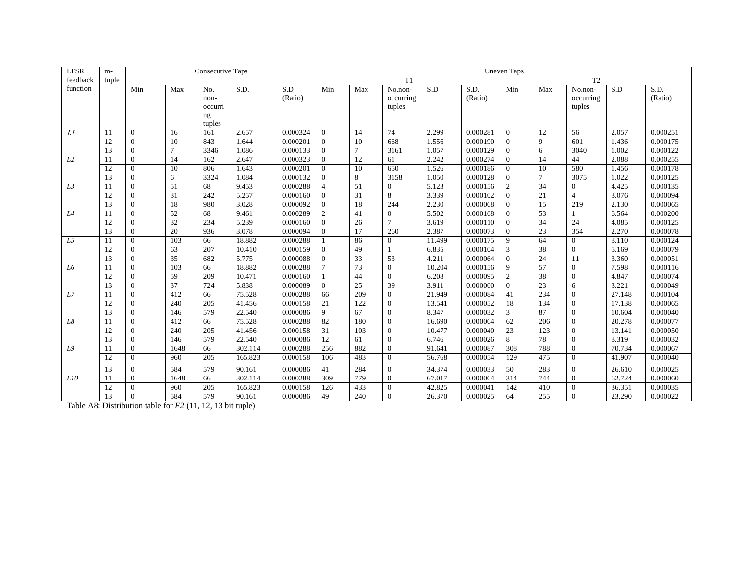| LFSR feedback function | m-tuple | Consecutive Taps | | | | | Uneven Taps | | | | | | | | | |
|---|---|---|---|---|---|---|---|---|---|---|---|---|---|---|---|---|
| | | | | | | | T1 | | | | | T2 | | | | |
| | | Min | Max | No. non-occurring tuples | S.D. | S.D (Ratio) | Min | Max | No.non-occurring tuples | S.D | S.D. (Ratio) | Min | Max | No.non-occurring tuples | S.D | S.D. (Ratio) |
| *L1* | 11 | 0 | 16 | 161 | 2.657 | 0.000324 | 0 | 14 | 74 | 2.299 | 0.000281 | 0 | 12 | 56 | 2.057 | 0.000251 |
| | 12 | 0 | 10 | 843 | 1.644 | 0.000201 | 0 | 10 | 668 | 1.556 | 0.000190 | 0 | 9 | 601 | 1.436 | 0.000175 |
| | 13 | 0 | 7 | 3346 | 1.086 | 0.000133 | 0 | 7 | 3161 | 1.057 | 0.000129 | 0 | 6 | 3040 | 1.002 | 0.000122 |
| *L2* | 11 | 0 | 14 | 162 | 2.647 | 0.000323 | 0 | 12 | 61 | 2.242 | 0.000274 | 0 | 14 | 44 | 2.088 | 0.000255 |
| | 12 | 0 | 10 | 806 | 1.643 | 0.000201 | 0 | 10 | 650 | 1.526 | 0.000186 | 0 | 10 | 580 | 1.456 | 0.000178 |
| | 13 | 0 | 6 | 3324 | 1.084 | 0.000132 | 0 | 8 | 3158 | 1.050 | 0.000128 | 0 | 7 | 3075 | 1.022 | 0.000125 |
| *L3* | 11 | 0 | 51 | 68 | 9.453 | 0.000288 | 4 | 51 | 0 | 5.123 | 0.000156 | 2 | 34 | 0 | 4.425 | 0.000135 |
| | 12 | 0 | 31 | 242 | 5.257 | 0.000160 | 0 | 31 | 8 | 3.339 | 0.000102 | 0 | 21 | 4 | 3.076 | 0.000094 |
| | 13 | 0 | 18 | 980 | 3.028 | 0.000092 | 0 | 18 | 244 | 2.230 | 0.000068 | 0 | 15 | 219 | 2.130 | 0.000065 |
| *L4* | 11 | 0 | 52 | 68 | 9.461 | 0.000289 | 2 | 41 | 0 | 5.502 | 0.000168 | 0 | 53 | 1 | 6.564 | 0.000200 |
| | 12 | 0 | 32 | 234 | 5.239 | 0.000160 | 0 | 26 | 7 | 3.619 | 0.000110 | 0 | 34 | 24 | 4.085 | 0.000125 |
| | 13 | 0 | 20 | 936 | 3.078 | 0.000094 | 0 | 17 | 260 | 2.387 | 0.000073 | 0 | 23 | 354 | 2.270 | 0.000078 |
| *L5* | 11 | 0 | 103 | 66 | 18.882 | 0.000288 | 1 | 86 | 0 | 11.499 | 0.000175 | 9 | 64 | 0 | 8.110 | 0.000124 |
| | 12 | 0 | 63 | 207 | 10.410 | 0.000159 | 0 | 49 | 1 | 6.835 | 0.000104 | 3 | 38 | 0 | 5.169 | 0.000079 |
| | 13 | 0 | 35 | 682 | 5.775 | 0.000088 | 0 | 33 | 53 | 4.211 | 0.000064 | 0 | 24 | 11 | 3.360 | 0.000051 |
| *L6* | 11 | 0 | 103 | 66 | 18.882 | 0.000288 | 7 | 73 | 0 | 10.204 | 0.000156 | 9 | 57 | 0 | 7.598 | 0.000116 |
| | 12 | 0 | 59 | 209 | 10.471 | 0.000160 | 1 | 44 | 0 | 6.208 | 0.000095 | 2 | 38 | 0 | 4.847 | 0.000074 |
| | 13 | 0 | 37 | 724 | 5.838 | 0.000089 | 0 | 25 | 39 | 3.911 | 0.000060 | 0 | 23 | 6 | 3.221 | 0.000049 |
| *L7* | 11 | 0 | 412 | 66 | 75.528 | 0.000288 | 66 | 209 | 0 | 21.949 | 0.000084 | 41 | 234 | 0 | 27.148 | 0.000104 |
| | 12 | 0 | 240 | 205 | 41.456 | 0.000158 | 21 | 122 | 0 | 13.541 | 0.000052 | 18 | 134 | 0 | 17.138 | 0.000065 |
| | 13 | 0 | 146 | 579 | 22.540 | 0.000086 | 9 | 67 | 0 | 8.347 | 0.000032 | 3 | 87 | 0 | 10.604 | 0.000040 |
| *L8* | 11 | 0 | 412 | 66 | 75.528 | 0.000288 | 82 | 180 | 0 | 16.690 | 0.000064 | 62 | 206 | 0 | 20.278 | 0.000077 |
| | 12 | 0 | 240 | 205 | 41.456 | 0.000158 | 31 | 103 | 0 | 10.477 | 0.000040 | 23 | 123 | 0 | 13.141 | 0.000050 |
| | 13 | 0 | 146 | 579 | 22.540 | 0.000086 | 12 | 61 | 0 | 6.746 | 0.000026 | 8 | 78 | 0 | 8.319 | 0.000032 |
| *L9* | 11 | 0 | 1648 | 66 | 302.114 | 0.000288 | 256 | 882 | 0 | 91.641 | 0.000087 | 308 | 788 | 0 | 70.734 | 0.000067 |
| | 12 | 0 | 960 | 205 | 165.823 | 0.000158 | 106 | 483 | 0 | 56.768 | 0.000054 | 129 | 475 | 0 | 41.907 | 0.000040 |
| | 13 | 0 | 584 | 579 | 90.161 | 0.000086 | 41 | 284 | 0 | 34.374 | 0.000033 | 50 | 283 | 0 | 26.610 | 0.000025 |
| *L10* | 11 | 0 | 1648 | 66 | 302.114 | 0.000288 | 309 | 779 | 0 | 67.017 | 0.000064 | 314 | 744 | 0 | 62.724 | 0.000060 |
| | 12 | 0 | 960 | 205 | 165.823 | 0.000158 | 126 | 433 | 0 | 42.825 | 0.000041 | 142 | 410 | 0 | 36.351 | 0.000035 |
| | 13 | 0 | 584 | 579 | 90.161 | 0.000086 | 49 | 240 | 0 | 26.370 | 0.000025 | 64 | 255 | 0 | 23.290 | 0.000022 |

Table A8: Distribution table for *F2* (11, 12, 13 bit tuple)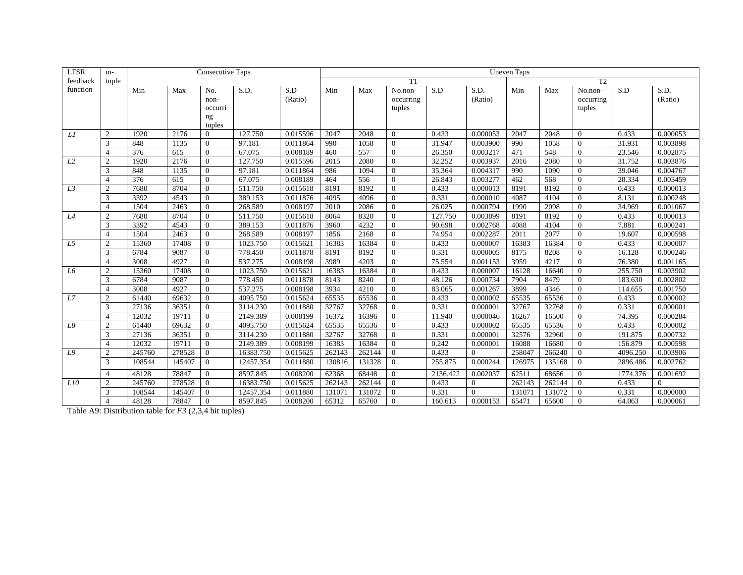| LFSR feedback function | m-tuple | Consecutive Taps | | | | | Uneven Taps | | | | | | | | | |
|---|---|---|---|---|---|---|---|---|---|---|---|---|---|---|---|---|
| | | | | | | | T1 | | | | | T2 | | | | |
| | | Min | Max | No. non-occurring tuples | S.D. | S.D (Ratio) | Min | Max | No.non-occurring tuples | S.D | S.D. (Ratio) | Min | Max | No.non-occurring tuples | S.D | S.D. (Ratio) |
| *L1* | 2 | 1920 | 2176 | 0 | 127.750 | 0.015596 | 2047 | 2048 | 0 | 0.433 | 0.000053 | 2047 | 2048 | 0 | 0.433 | 0.000053 |
| | 3 | 848 | 1135 | 0 | 97.181 | 0.011864 | 990 | 1058 | 0 | 31.947 | 0.003900 | 990 | 1058 | 0 | 31.931 | 0.003898 |
| | 4 | 376 | 615 | 0 | 67.075 | 0.008189 | 460 | 557 | 0 | 26.350 | 0.003217 | 471 | 548 | 0 | 23.546 | 0.002875 |
| *L2* | 2 | 1920 | 2176 | 0 | 127.750 | 0.015596 | 2015 | 2080 | 0 | 32.252 | 0.003937 | 2016 | 2080 | 0 | 31.752 | 0.003876 |
| | 3 | 848 | 1135 | 0 | 97.181 | 0.011864 | 986 | 1094 | 0 | 35.364 | 0.004317 | 990 | 1090 | 0 | 39.046 | 0.004767 |
| | 4 | 376 | 615 | 0 | 67.075 | 0.008189 | 464 | 556 | 0 | 26.843 | 0.003277 | 462 | 568 | 0 | 28.334 | 0.003459 |
| *L3* | 2 | 7680 | 8704 | 0 | 511.750 | 0.015618 | 8191 | 8192 | 0 | 0.433 | 0.000013 | 8191 | 8192 | 0 | 0.433 | 0.000013 |
| | 3 | 3392 | 4543 | 0 | 389.153 | 0.011876 | 4095 | 4096 | 0 | 0.331 | 0.000010 | 4087 | 4104 | 0 | 8.131 | 0.000248 |
| | 4 | 1504 | 2463 | 0 | 268.589 | 0.008197 | 2010 | 2086 | 0 | 26.025 | 0.000794 | 1990 | 2098 | 0 | 34.969 | 0.001067 |
| *L4* | 2 | 7680 | 8704 | 0 | 511.750 | 0.015618 | 8064 | 8320 | 0 | 127.750 | 0.003899 | 8191 | 8192 | 0 | 0.433 | 0.000013 |
| | 3 | 3392 | 4543 | 0 | 389.153 | 0.011876 | 3960 | 4232 | 0 | 90.698 | 0.002768 | 4088 | 4104 | 0 | 7.881 | 0.000241 |
| | 4 | 1504 | 2463 | 0 | 268.589 | 0.008197 | 1856 | 2168 | 0 | 74.954 | 0.002287 | 2011 | 2077 | 0 | 19.607 | 0.000598 |
| *L5* | 2 | 15360 | 17408 | 0 | 1023.750 | 0.015621 | 16383 | 16384 | 0 | 0.433 | 0.000007 | 16383 | 16384 | 0 | 0.433 | 0.000007 |
| | 3 | 6784 | 9087 | 0 | 778.450 | 0.011878 | 8191 | 8192 | 0 | 0.331 | 0.000005 | 8175 | 8208 | 0 | 16.128 | 0.000246 |
| | 4 | 3008 | 4927 | 0 | 537.275 | 0.008198 | 3989 | 4203 | 0 | 75.554 | 0.001153 | 3959 | 4217 | 0 | 76.380 | 0.001165 |
| *L6* | 2 | 15360 | 17408 | 0 | 1023.750 | 0.015621 | 16383 | 16384 | 0 | 0.433 | 0.000007 | 16128 | 16640 | 0 | 255.750 | 0.003902 |
| | 3 | 6784 | 9087 | 0 | 778.450 | 0.011878 | 8143 | 8240 | 0 | 48.126 | 0.000734 | 7904 | 8479 | 0 | 183.630 | 0.002802 |
| | 4 | 3008 | 4927 | 0 | 537.275 | 0.008198 | 3934 | 4210 | 0 | 83.065 | 0.001267 | 3899 | 4346 | 0 | 114.655 | 0.001750 |
| *L7* | 2 | 61440 | 69632 | 0 | 4095.750 | 0.015624 | 65535 | 65536 | 0 | 0.433 | 0.000002 | 65535 | 65536 | 0 | 0.433 | 0.000002 |
| | 3 | 27136 | 36351 | 0 | 3114.230 | 0.011880 | 32767 | 32768 | 0 | 0.331 | 0.000001 | 32767 | 32768 | 0 | 0.331 | 0.000001 |
| | 4 | 12032 | 19711 | 0 | 2149.389 | 0.008199 | 16372 | 16396 | 0 | 11.940 | 0.000046 | 16267 | 16500 | 0 | 74.395 | 0.000284 |
| *L8* | 2 | 61440 | 69632 | 0 | 4095.750 | 0.015624 | 65535 | 65536 | 0 | 0.433 | 0.000002 | 65535 | 65536 | 0 | 0.433 | 0.000002 |
| | 3 | 27136 | 36351 | 0 | 3114.230 | 0.011880 | 32767 | 32768 | 0 | 0.331 | 0.000001 | 32576 | 32960 | 0 | 191.875 | 0.000732 |
| | 4 | 12032 | 19711 | 0 | 2149.389 | 0.008199 | 16383 | 16384 | 0 | 0.242 | 0.000001 | 16088 | 16680 | 0 | 156.879 | 0.000598 |
| *L9* | 2 | 245760 | 278528 | 0 | 16383.750 | 0.015625 | 262143 | 262144 | 0 | 0.433 | 0 | 258047 | 266240 | 0 | 4096.250 | 0.003906 |
| | 3 | 108544 | 145407 | 0 | 12457.354 | 0.011880 | 130816 | 131328 | 0 | 255.875 | 0.000244 | 126975 | 135168 | 0 | 2896.486 | 0.002762 |
| | 4 | 48128 | 78847 | 0 | 8597.845 | 0.008200 | 62368 | 68448 | 0 | 2136.422 | 0.002037 | 62511 | 68656 | 0 | 1774.376 | 0.001692 |
| *L10* | 2 | 245760 | 278528 | 0 | 16383.750 | 0.015625 | 262143 | 262144 | 0 | 0.433 | 0 | 262143 | 262144 | 0 | 0.433 | 0 |
| | 3 | 108544 | 145407 | 0 | 12457.354 | 0.011880 | 131071 | 131072 | 0 | 0.331 | 0 | 131071 | 131072 | 0 | 0.331 | 0.000000 |
| | 4 | 48128 | 78847 | 0 | 8597.845 | 0.008200 | 65312 | 65760 | 0 | 160.613 | 0.000153 | 65471 | 65600 | 0 | 64.063 | 0.000061 |

Table A9: Distribution table for *F3* (2,3,4 bit tuples)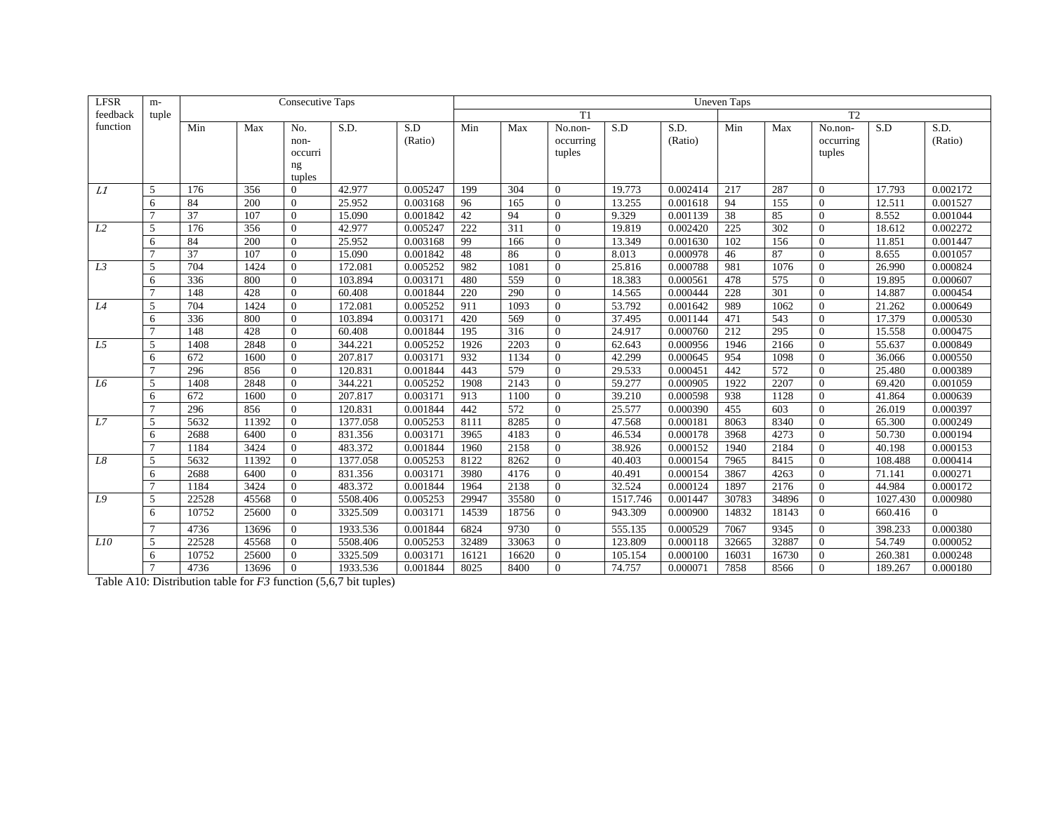| LFSR feedback function | m-tuple | Consecutive Taps | | | | | Uneven Taps | | | | | | | | | |
|---|---|---|---|---|---|---|---|---|---|---|---|---|---|---|---|---|
| | | | | | | | T1 | | | | | T2 | | | | |
| | | Min | Max | No. non-occurring tuples | S.D. | S.D (Ratio) | Min | Max | No.non-occurring tuples | S.D | S.D. (Ratio) | Min | Max | No.non-occurring tuples | S.D | S.D. (Ratio) |
| *L1* | 5 | 176 | 356 | 0 | 42.977 | 0.005247 | 199 | 304 | 0 | 19.773 | 0.002414 | 217 | 287 | 0 | 17.793 | 0.002172 |
| | 6 | 84 | 200 | 0 | 25.952 | 0.003168 | 96 | 165 | 0 | 13.255 | 0.001618 | 94 | 155 | 0 | 12.511 | 0.001527 |
| | 7 | 37 | 107 | 0 | 15.090 | 0.001842 | 42 | 94 | 0 | 9.329 | 0.001139 | 38 | 85 | 0 | 8.552 | 0.001044 |
| *L2* | 5 | 176 | 356 | 0 | 42.977 | 0.005247 | 222 | 311 | 0 | 19.819 | 0.002420 | 225 | 302 | 0 | 18.612 | 0.002272 |
| | 6 | 84 | 200 | 0 | 25.952 | 0.003168 | 99 | 166 | 0 | 13.349 | 0.001630 | 102 | 156 | 0 | 11.851 | 0.001447 |
| | 7 | 37 | 107 | 0 | 15.090 | 0.001842 | 48 | 86 | 0 | 8.013 | 0.000978 | 46 | 87 | 0 | 8.655 | 0.001057 |
| *L3* | 5 | 704 | 1424 | 0 | 172.081 | 0.005252 | 982 | 1081 | 0 | 25.816 | 0.000788 | 981 | 1076 | 0 | 26.990 | 0.000824 |
| | 6 | 336 | 800 | 0 | 103.894 | 0.003171 | 480 | 559 | 0 | 18.383 | 0.000561 | 478 | 575 | 0 | 19.895 | 0.000607 |
| | 7 | 148 | 428 | 0 | 60.408 | 0.001844 | 220 | 290 | 0 | 14.565 | 0.000444 | 228 | 301 | 0 | 14.887 | 0.000454 |
| *L4* | 5 | 704 | 1424 | 0 | 172.081 | 0.005252 | 911 | 1093 | 0 | 53.792 | 0.001642 | 989 | 1062 | 0 | 21.262 | 0.000649 |
| | 6 | 336 | 800 | 0 | 103.894 | 0.003171 | 420 | 569 | 0 | 37.495 | 0.001144 | 471 | 543 | 0 | 17.379 | 0.000530 |
| | 7 | 148 | 428 | 0 | 60.408 | 0.001844 | 195 | 316 | 0 | 24.917 | 0.000760 | 212 | 295 | 0 | 15.558 | 0.000475 |
| *L5* | 5 | 1408 | 2848 | 0 | 344.221 | 0.005252 | 1926 | 2203 | 0 | 62.643 | 0.000956 | 1946 | 2166 | 0 | 55.637 | 0.000849 |
| | 6 | 672 | 1600 | 0 | 207.817 | 0.003171 | 932 | 1134 | 0 | 42.299 | 0.000645 | 954 | 1098 | 0 | 36.066 | 0.000550 |
| | 7 | 296 | 856 | 0 | 120.831 | 0.001844 | 443 | 579 | 0 | 29.533 | 0.000451 | 442 | 572 | 0 | 25.480 | 0.000389 |
| *L6* | 5 | 1408 | 2848 | 0 | 344.221 | 0.005252 | 1908 | 2143 | 0 | 59.277 | 0.000905 | 1922 | 2207 | 0 | 69.420 | 0.001059 |
| | 6 | 672 | 1600 | 0 | 207.817 | 0.003171 | 913 | 1100 | 0 | 39.210 | 0.000598 | 938 | 1128 | 0 | 41.864 | 0.000639 |
| | 7 | 296 | 856 | 0 | 120.831 | 0.001844 | 442 | 572 | 0 | 25.577 | 0.000390 | 455 | 603 | 0 | 26.019 | 0.000397 |
| *L7* | 5 | 5632 | 11392 | 0 | 1377.058 | 0.005253 | 8111 | 8285 | 0 | 47.568 | 0.000181 | 8063 | 8340 | 0 | 65.300 | 0.000249 |
| | 6 | 2688 | 6400 | 0 | 831.356 | 0.003171 | 3965 | 4183 | 0 | 46.534 | 0.000178 | 3968 | 4273 | 0 | 50.730 | 0.000194 |
| | 7 | 1184 | 3424 | 0 | 483.372 | 0.001844 | 1960 | 2158 | 0 | 38.926 | 0.000152 | 1940 | 2184 | 0 | 40.198 | 0.000153 |
| *L8* | 5 | 5632 | 11392 | 0 | 1377.058 | 0.005253 | 8122 | 8262 | 0 | 40.403 | 0.000154 | 7965 | 8415 | 0 | 108.488 | 0.000414 |
| | 6 | 2688 | 6400 | 0 | 831.356 | 0.003171 | 3980 | 4176 | 0 | 40.491 | 0.000154 | 3867 | 4263 | 0 | 71.141 | 0.000271 |
| | 7 | 1184 | 3424 | 0 | 483.372 | 0.001844 | 1964 | 2138 | 0 | 32.524 | 0.000124 | 1897 | 2176 | 0 | 44.984 | 0.000172 |
| *L9* | 5 | 22528 | 45568 | 0 | 5508.406 | 0.005253 | 29947 | 35580 | 0 | 1517.746 | 0.001447 | 30783 | 34896 | 0 | 1027.430 | 0.000980 |
| | 6 | 10752 | 25600 | 0 | 3325.509 | 0.003171 | 14539 | 18756 | 0 | 943.309 | 0.000900 | 14832 | 18143 | 0 | 660.416 | 0 |
| | 7 | 4736 | 13696 | 0 | 1933.536 | 0.001844 | 6824 | 9730 | 0 | 555.135 | 0.000529 | 7067 | 9345 | 0 | 398.233 | 0.000380 |
| *L10* | 5 | 22528 | 45568 | 0 | 5508.406 | 0.005253 | 32489 | 33063 | 0 | 123.809 | 0.000118 | 32665 | 32887 | 0 | 54.749 | 0.000052 |
| | 6 | 10752 | 25600 | 0 | 3325.509 | 0.003171 | 16121 | 16620 | 0 | 105.154 | 0.000100 | 16031 | 16730 | 0 | 260.381 | 0.000248 |
| | 7 | 4736 | 13696 | 0 | 1933.536 | 0.001844 | 8025 | 8400 | 0 | 74.757 | 0.000071 | 7858 | 8566 | 0 | 189.267 | 0.000180 |

Table A10: Distribution table for *F3* function (5,6,7 bit tuples)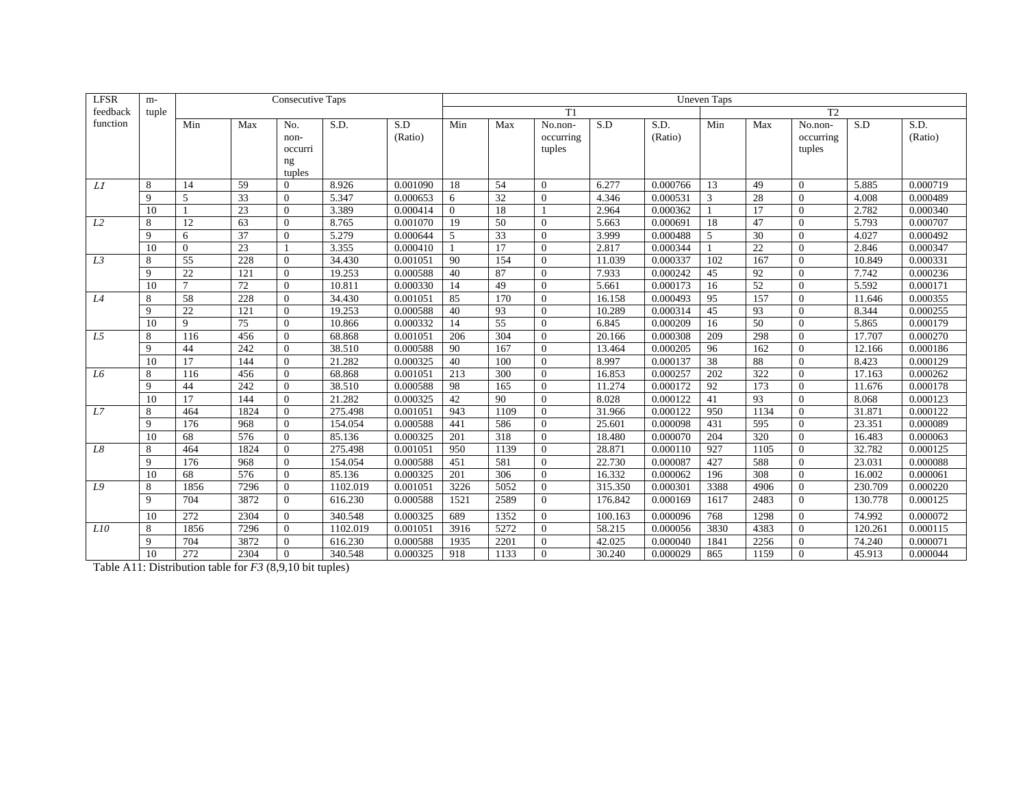| LFSR feedback function | m-tuple | Consecutive Taps | | | | | Uneven Taps | | | | | | | | | |
|---|---|---|---|---|---|---|---|---|---|---|---|---|---|---|---|---|
| | | | | | | | T1 | | | | | T2 | | | | |
| | | Min | Max | No. non-occurring tuples | S.D. | S.D (Ratio) | Min | Max | No.non-occurring tuples | S.D | S.D. (Ratio) | Min | Max | No.non-occurring tuples | S.D | S.D. (Ratio) |
| *L1* | 8 | 14 | 59 | 0 | 8.926 | 0.001090 | 18 | 54 | 0 | 6.277 | 0.000766 | 13 | 49 | 0 | 5.885 | 0.000719 |
| | 9 | 5 | 33 | 0 | 5.347 | 0.000653 | 6 | 32 | 0 | 4.346 | 0.000531 | 3 | 28 | 0 | 4.008 | 0.000489 |
| | 10 | 1 | 23 | 0 | 3.389 | 0.000414 | 0 | 18 | 1 | 2.964 | 0.000362 | 1 | 17 | 0 | 2.782 | 0.000340 |
| *L2* | 8 | 12 | 63 | 0 | 8.765 | 0.001070 | 19 | 50 | 0 | 5.663 | 0.000691 | 18 | 47 | 0 | 5.793 | 0.000707 |
| | 9 | 6 | 37 | 0 | 5.279 | 0.000644 | 5 | 33 | 0 | 3.999 | 0.000488 | 5 | 30 | 0 | 4.027 | 0.000492 |
| | 10 | 0 | 23 | 1 | 3.355 | 0.000410 | 1 | 17 | 0 | 2.817 | 0.000344 | 1 | 22 | 0 | 2.846 | 0.000347 |
| *L3* | 8 | 55 | 228 | 0 | 34.430 | 0.001051 | 90 | 154 | 0 | 11.039 | 0.000337 | 102 | 167 | 0 | 10.849 | 0.000331 |
| | 9 | 22 | 121 | 0 | 19.253 | 0.000588 | 40 | 87 | 0 | 7.933 | 0.000242 | 45 | 92 | 0 | 7.742 | 0.000236 |
| | 10 | 7 | 72 | 0 | 10.811 | 0.000330 | 14 | 49 | 0 | 5.661 | 0.000173 | 16 | 52 | 0 | 5.592 | 0.000171 |
| *L4* | 8 | 58 | 228 | 0 | 34.430 | 0.001051 | 85 | 170 | 0 | 16.158 | 0.000493 | 95 | 157 | 0 | 11.646 | 0.000355 |
| | 9 | 22 | 121 | 0 | 19.253 | 0.000588 | 40 | 93 | 0 | 10.289 | 0.000314 | 45 | 93 | 0 | 8.344 | 0.000255 |
| | 10 | 9 | 75 | 0 | 10.866 | 0.000332 | 14 | 55 | 0 | 6.845 | 0.000209 | 16 | 50 | 0 | 5.865 | 0.000179 |
| *L5* | 8 | 116 | 456 | 0 | 68.868 | 0.001051 | 206 | 304 | 0 | 20.166 | 0.000308 | 209 | 298 | 0 | 17.707 | 0.000270 |
| | 9 | 44 | 242 | 0 | 38.510 | 0.000588 | 90 | 167 | 0 | 13.464 | 0.000205 | 96 | 162 | 0 | 12.166 | 0.000186 |
| | 10 | 17 | 144 | 0 | 21.282 | 0.000325 | 40 | 100 | 0 | 8.997 | 0.000137 | 38 | 88 | 0 | 8.423 | 0.000129 |
| *L6* | 8 | 116 | 456 | 0 | 68.868 | 0.001051 | 213 | 300 | 0 | 16.853 | 0.000257 | 202 | 322 | 0 | 17.163 | 0.000262 |
| | 9 | 44 | 242 | 0 | 38.510 | 0.000588 | 98 | 165 | 0 | 11.274 | 0.000172 | 92 | 173 | 0 | 11.676 | 0.000178 |
| | 10 | 17 | 144 | 0 | 21.282 | 0.000325 | 42 | 90 | 0 | 8.028 | 0.000122 | 41 | 93 | 0 | 8.068 | 0.000123 |
| *L7* | 8 | 464 | 1824 | 0 | 275.498 | 0.001051 | 943 | 1109 | 0 | 31.966 | 0.000122 | 950 | 1134 | 0 | 31.871 | 0.000122 |
| | 9 | 176 | 968 | 0 | 154.054 | 0.000588 | 441 | 586 | 0 | 25.601 | 0.000098 | 431 | 595 | 0 | 23.351 | 0.000089 |
| | 10 | 68 | 576 | 0 | 85.136 | 0.000325 | 201 | 318 | 0 | 18.480 | 0.000070 | 204 | 320 | 0 | 16.483 | 0.000063 |
| *L8* | 8 | 464 | 1824 | 0 | 275.498 | 0.001051 | 950 | 1139 | 0 | 28.871 | 0.000110 | 927 | 1105 | 0 | 32.782 | 0.000125 |
| | 9 | 176 | 968 | 0 | 154.054 | 0.000588 | 451 | 581 | 0 | 22.730 | 0.000087 | 427 | 588 | 0 | 23.031 | 0.000088 |
| | 10 | 68 | 576 | 0 | 85.136 | 0.000325 | 201 | 306 | 0 | 16.332 | 0.000062 | 196 | 308 | 0 | 16.002 | 0.000061 |
| *L9* | 8 | 1856 | 7296 | 0 | 1102.019 | 0.001051 | 3226 | 5052 | 0 | 315.350 | 0.000301 | 3388 | 4906 | 0 | 230.709 | 0.000220 |
| | 9 | 704 | 3872 | 0 | 616.230 | 0.000588 | 1521 | 2589 | 0 | 176.842 | 0.000169 | 1617 | 2483 | 0 | 130.778 | 0.000125 |
| | 10 | 272 | 2304 | 0 | 340.548 | 0.000325 | 689 | 1352 | 0 | 100.163 | 0.000096 | 768 | 1298 | 0 | 74.992 | 0.000072 |
| *L10* | 8 | 1856 | 7296 | 0 | 1102.019 | 0.001051 | 3916 | 5272 | 0 | 58.215 | 0.000056 | 3830 | 4383 | 0 | 120.261 | 0.000115 |
| | 9 | 704 | 3872 | 0 | 616.230 | 0.000588 | 1935 | 2201 | 0 | 42.025 | 0.000040 | 1841 | 2256 | 0 | 74.240 | 0.000071 |
| | 10 | 272 | 2304 | 0 | 340.548 | 0.000325 | 918 | 1133 | 0 | 30.240 | 0.000029 | 865 | 1159 | 0 | 45.913 | 0.000044 |

Table A11: Distribution table for *F3* (8,9,10 bit tuples)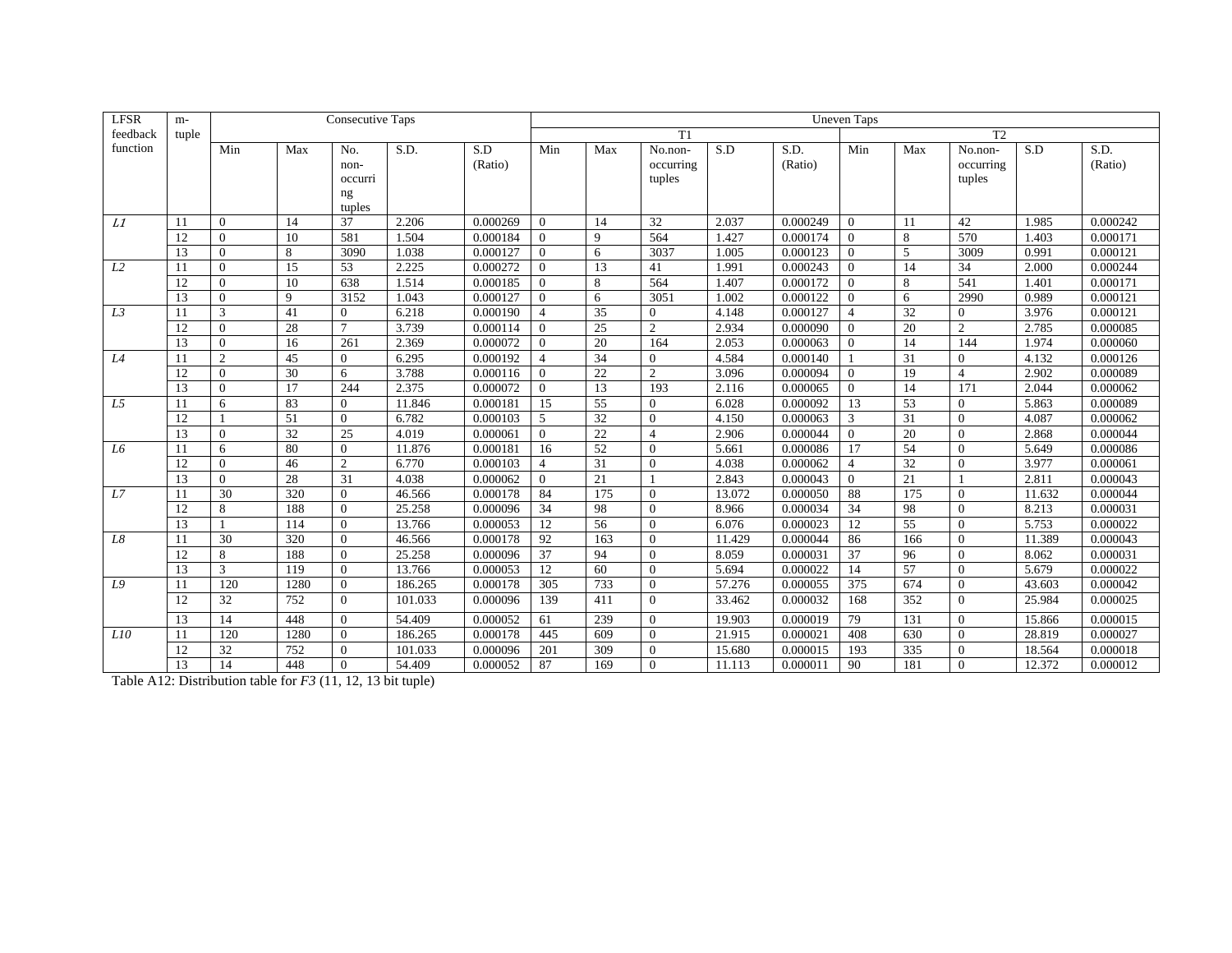| LFSR feedback function | m-tuple | Consecutive Taps | | | | | Uneven Taps | | | | | | | | | |
|---|---|---|---|---|---|---|---|---|---|---|---|---|---|---|---|---|
| | | | | | | | T1 | | | | | T2 | | | | |
| | | Min | Max | No. non-occurring tuples | S.D. | S.D (Ratio) | Min | Max | No.non-occurring tuples | S.D | S.D. (Ratio) | Min | Max | No.non-occurring tuples | S.D | S.D. (Ratio) |
| *L1* | 11 | 0 | 14 | 37 | 2.206 | 0.000269 | 0 | 14 | 32 | 2.037 | 0.000249 | 0 | 11 | 42 | 1.985 | 0.000242 |
| | 12 | 0 | 10 | 581 | 1.504 | 0.000184 | 0 | 9 | 564 | 1.427 | 0.000174 | 0 | 8 | 570 | 1.403 | 0.000171 |
| | 13 | 0 | 8 | 3090 | 1.038 | 0.000127 | 0 | 6 | 3037 | 1.005 | 0.000123 | 0 | 5 | 3009 | 0.991 | 0.000121 |
| *L2* | 11 | 0 | 15 | 53 | 2.225 | 0.000272 | 0 | 13 | 41 | 1.991 | 0.000243 | 0 | 14 | 34 | 2.000 | 0.000244 |
| | 12 | 0 | 10 | 638 | 1.514 | 0.000185 | 0 | 8 | 564 | 1.407 | 0.000172 | 0 | 8 | 541 | 1.401 | 0.000171 |
| | 13 | 0 | 9 | 3152 | 1.043 | 0.000127 | 0 | 6 | 3051 | 1.002 | 0.000122 | 0 | 6 | 2990 | 0.989 | 0.000121 |
| *L3* | 11 | 3 | 41 | 0 | 6.218 | 0.000190 | 4 | 35 | 0 | 4.148 | 0.000127 | 4 | 32 | 0 | 3.976 | 0.000121 |
| | 12 | 0 | 28 | 7 | 3.739 | 0.000114 | 0 | 25 | 2 | 2.934 | 0.000090 | 0 | 20 | 2 | 2.785 | 0.000085 |
| | 13 | 0 | 16 | 261 | 2.369 | 0.000072 | 0 | 20 | 164 | 2.053 | 0.000063 | 0 | 14 | 144 | 1.974 | 0.000060 |
| *L4* | 11 | 2 | 45 | 0 | 6.295 | 0.000192 | 4 | 34 | 0 | 4.584 | 0.000140 | 1 | 31 | 0 | 4.132 | 0.000126 |
| | 12 | 0 | 30 | 6 | 3.788 | 0.000116 | 0 | 22 | 2 | 3.096 | 0.000094 | 0 | 19 | 4 | 2.902 | 0.000089 |
| | 13 | 0 | 17 | 244 | 2.375 | 0.000072 | 0 | 13 | 193 | 2.116 | 0.000065 | 0 | 14 | 171 | 2.044 | 0.000062 |
| *L5* | 11 | 6 | 83 | 0 | 11.846 | 0.000181 | 15 | 55 | 0 | 6.028 | 0.000092 | 13 | 53 | 0 | 5.863 | 0.000089 |
| | 12 | 1 | 51 | 0 | 6.782 | 0.000103 | 5 | 32 | 0 | 4.150 | 0.000063 | 3 | 31 | 0 | 4.087 | 0.000062 |
| | 13 | 0 | 32 | 25 | 4.019 | 0.000061 | 0 | 22 | 4 | 2.906 | 0.000044 | 0 | 20 | 0 | 2.868 | 0.000044 |
| *L6* | 11 | 6 | 80 | 0 | 11.876 | 0.000181 | 16 | 52 | 0 | 5.661 | 0.000086 | 17 | 54 | 0 | 5.649 | 0.000086 |
| | 12 | 0 | 46 | 2 | 6.770 | 0.000103 | 4 | 31 | 0 | 4.038 | 0.000062 | 4 | 32 | 0 | 3.977 | 0.000061 |
| | 13 | 0 | 28 | 31 | 4.038 | 0.000062 | 0 | 21 | 1 | 2.843 | 0.000043 | 0 | 21 | 1 | 2.811 | 0.000043 |
| *L7* | 11 | 30 | 320 | 0 | 46.566 | 0.000178 | 84 | 175 | 0 | 13.072 | 0.000050 | 88 | 175 | 0 | 11.632 | 0.000044 |
| | 12 | 8 | 188 | 0 | 25.258 | 0.000096 | 34 | 98 | 0 | 8.966 | 0.000034 | 34 | 98 | 0 | 8.213 | 0.000031 |
| | 13 | 1 | 114 | 0 | 13.766 | 0.000053 | 12 | 56 | 0 | 6.076 | 0.000023 | 12 | 55 | 0 | 5.753 | 0.000022 |
| *L8* | 11 | 30 | 320 | 0 | 46.566 | 0.000178 | 92 | 163 | 0 | 11.429 | 0.000044 | 86 | 166 | 0 | 11.389 | 0.000043 |
| | 12 | 8 | 188 | 0 | 25.258 | 0.000096 | 37 | 94 | 0 | 8.059 | 0.000031 | 37 | 96 | 0 | 8.062 | 0.000031 |
| | 13 | 3 | 119 | 0 | 13.766 | 0.000053 | 12 | 60 | 0 | 5.694 | 0.000022 | 14 | 57 | 0 | 5.679 | 0.000022 |
| *L9* | 11 | 120 | 1280 | 0 | 186.265 | 0.000178 | 305 | 733 | 0 | 57.276 | 0.000055 | 375 | 674 | 0 | 43.603 | 0.000042 |
| | 12 | 32 | 752 | 0 | 101.033 | 0.000096 | 139 | 411 | 0 | 33.462 | 0.000032 | 168 | 352 | 0 | 25.984 | 0.000025 |
| | 13 | 14 | 448 | 0 | 54.409 | 0.000052 | 61 | 239 | 0 | 19.903 | 0.000019 | 79 | 131 | 0 | 15.866 | 0.000015 |
| *L10* | 11 | 120 | 1280 | 0 | 186.265 | 0.000178 | 445 | 609 | 0 | 21.915 | 0.000021 | 408 | 630 | 0 | 28.819 | 0.000027 |
| | 12 | 32 | 752 | 0 | 101.033 | 0.000096 | 201 | 309 | 0 | 15.680 | 0.000015 | 193 | 335 | 0 | 18.564 | 0.000018 |
| | 13 | 14 | 448 | 0 | 54.409 | 0.000052 | 87 | 169 | 0 | 11.113 | 0.000011 | 90 | 181 | 0 | 12.372 | 0.000012 |

Table A12: Distribution table for *F3* (11, 12, 13 bit tuple)